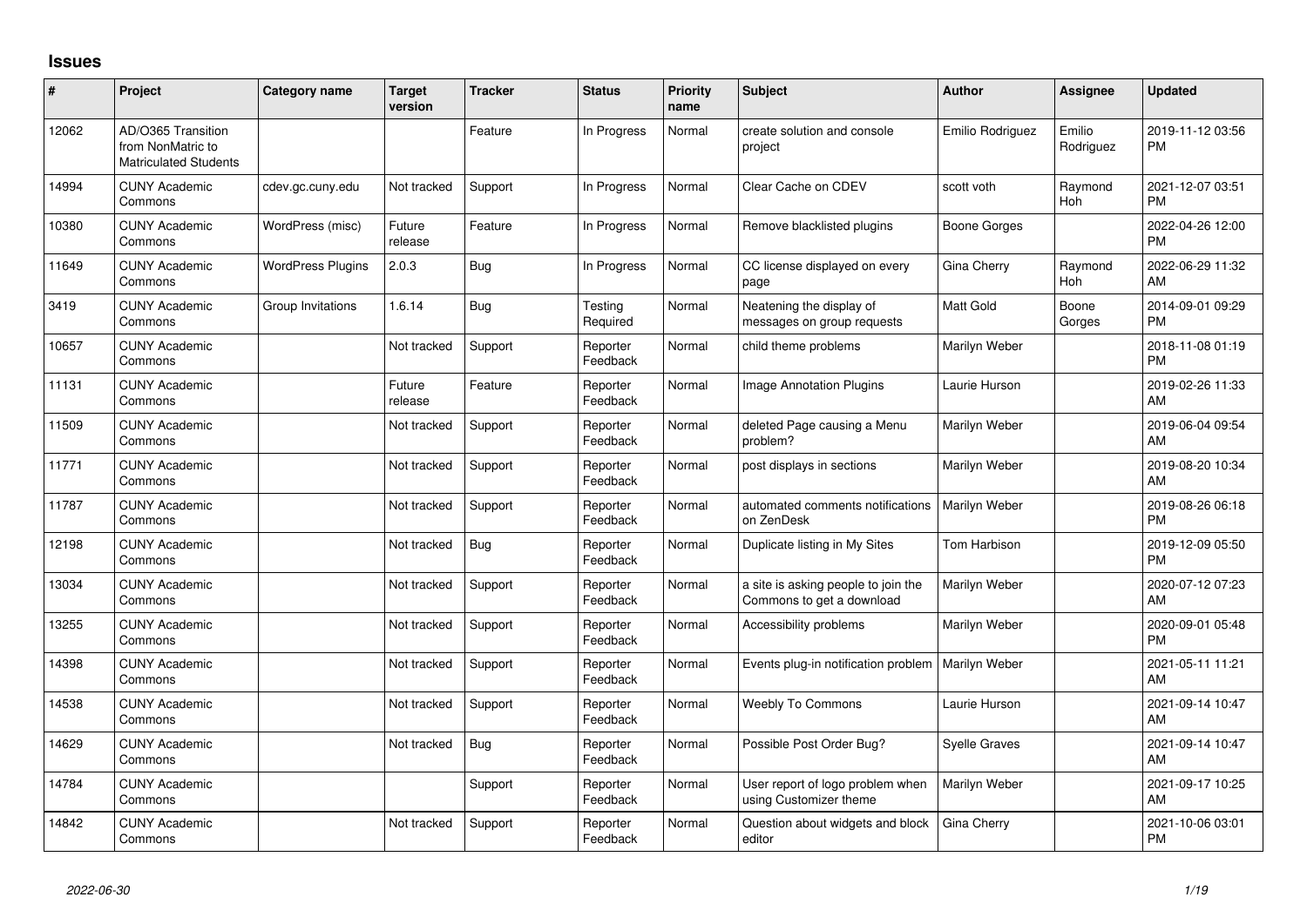# Issues

| # | Project | Category name | Target version | Tracker | Status | Priority name | Subject | Author | Assignee | Updated |
|---|---|---|---|---|---|---|---|---|---|---|
| 12062 | AD/O365 Transition from NonMatric to Matriculated Students | | | Feature | In Progress | Normal | create solution and console project | Emilio Rodriguez | Emilio Rodriguez | 2019-11-12 03:56 PM |
| 14994 | CUNY Academic Commons | cdev.gc.cuny.edu | Not tracked | Support | In Progress | Normal | Clear Cache on CDEV | scott voth | Raymond Hoh | 2021-12-07 03:51 PM |
| 10380 | CUNY Academic Commons | WordPress (misc) | Future release | Feature | In Progress | Normal | Remove blacklisted plugins | Boone Gorges | | 2022-04-26 12:00 PM |
| 11649 | CUNY Academic Commons | WordPress Plugins | 2.0.3 | Bug | In Progress | Normal | CC license displayed on every page | Gina Cherry | Raymond Hoh | 2022-06-29 11:32 AM |
| 3419 | CUNY Academic Commons | Group Invitations | 1.6.14 | Bug | Testing Required | Normal | Neatening the display of messages on group requests | Matt Gold | Boone Gorges | 2014-09-01 09:29 PM |
| 10657 | CUNY Academic Commons | | Not tracked | Support | Reporter Feedback | Normal | child theme problems | Marilyn Weber | | 2018-11-08 01:19 PM |
| 11131 | CUNY Academic Commons | | Future release | Feature | Reporter Feedback | Normal | Image Annotation Plugins | Laurie Hurson | | 2019-02-26 11:33 AM |
| 11509 | CUNY Academic Commons | | Not tracked | Support | Reporter Feedback | Normal | deleted Page causing a Menu problem? | Marilyn Weber | | 2019-06-04 09:54 AM |
| 11771 | CUNY Academic Commons | | Not tracked | Support | Reporter Feedback | Normal | post displays in sections | Marilyn Weber | | 2019-08-20 10:34 AM |
| 11787 | CUNY Academic Commons | | Not tracked | Support | Reporter Feedback | Normal | automated comments notifications on ZenDesk | Marilyn Weber | | 2019-08-26 06:18 PM |
| 12198 | CUNY Academic Commons | | Not tracked | Bug | Reporter Feedback | Normal | Duplicate listing in My Sites | Tom Harbison | | 2019-12-09 05:50 PM |
| 13034 | CUNY Academic Commons | | Not tracked | Support | Reporter Feedback | Normal | a site is asking people to join the Commons to get a download | Marilyn Weber | | 2020-07-12 07:23 AM |
| 13255 | CUNY Academic Commons | | Not tracked | Support | Reporter Feedback | Normal | Accessibility problems | Marilyn Weber | | 2020-09-01 05:48 PM |
| 14398 | CUNY Academic Commons | | Not tracked | Support | Reporter Feedback | Normal | Events plug-in notification problem | Marilyn Weber | | 2021-05-11 11:21 AM |
| 14538 | CUNY Academic Commons | | Not tracked | Support | Reporter Feedback | Normal | Weebly To Commons | Laurie Hurson | | 2021-09-14 10:47 AM |
| 14629 | CUNY Academic Commons | | Not tracked | Bug | Reporter Feedback | Normal | Possible Post Order Bug? | Syelle Graves | | 2021-09-14 10:47 AM |
| 14784 | CUNY Academic Commons | | | Support | Reporter Feedback | Normal | User report of logo problem when using Customizer theme | Marilyn Weber | | 2021-09-17 10:25 AM |
| 14842 | CUNY Academic Commons | | Not tracked | Support | Reporter Feedback | Normal | Question about widgets and block editor | Gina Cherry | | 2021-10-06 03:01 PM |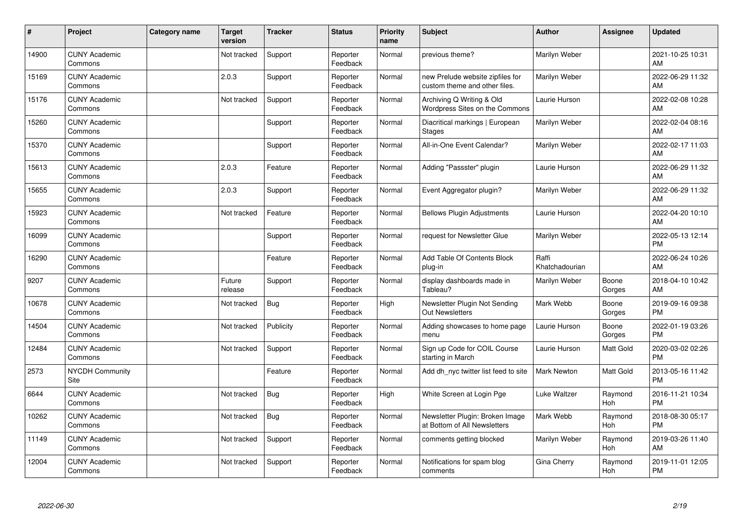| # | Project | Category name | Target version | Tracker | Status | Priority name | Subject | Author | Assignee | Updated |
|---|---|---|---|---|---|---|---|---|---|---|
| 14900 | CUNY Academic Commons | | Not tracked | Support | Reporter Feedback | Normal | previous theme? | Marilyn Weber | | 2021-10-25 10:31 AM |
| 15169 | CUNY Academic Commons | | 2.0.3 | Support | Reporter Feedback | Normal | new Prelude website zipfiles for custom theme and other files. | Marilyn Weber | | 2022-06-29 11:32 AM |
| 15176 | CUNY Academic Commons | | Not tracked | Support | Reporter Feedback | Normal | Archiving Q Writing & Old Wordpress Sites on the Commons | Laurie Hurson | | 2022-02-08 10:28 AM |
| 15260 | CUNY Academic Commons | | | Support | Reporter Feedback | Normal | Diacritical markings \| European Stages | Marilyn Weber | | 2022-02-04 08:16 AM |
| 15370 | CUNY Academic Commons | | | Support | Reporter Feedback | Normal | All-in-One Event Calendar? | Marilyn Weber | | 2022-02-17 11:03 AM |
| 15613 | CUNY Academic Commons | | 2.0.3 | Feature | Reporter Feedback | Normal | Adding "Passster" plugin | Laurie Hurson | | 2022-06-29 11:32 AM |
| 15655 | CUNY Academic Commons | | 2.0.3 | Support | Reporter Feedback | Normal | Event Aggregator plugin? | Marilyn Weber | | 2022-06-29 11:32 AM |
| 15923 | CUNY Academic Commons | | Not tracked | Feature | Reporter Feedback | Normal | Bellows Plugin Adjustments | Laurie Hurson | | 2022-04-20 10:10 AM |
| 16099 | CUNY Academic Commons | | | Support | Reporter Feedback | Normal | request for Newsletter Glue | Marilyn Weber | | 2022-05-13 12:14 PM |
| 16290 | CUNY Academic Commons | | | Feature | Reporter Feedback | Normal | Add Table Of Contents Block plug-in | Raffi Khatchadourian | | 2022-06-24 10:26 AM |
| 9207 | CUNY Academic Commons | | Future release | Support | Reporter Feedback | Normal | display dashboards made in Tableau? | Marilyn Weber | Boone Gorges | 2018-04-10 10:42 AM |
| 10678 | CUNY Academic Commons | | Not tracked | Bug | Reporter Feedback | High | Newsletter Plugin Not Sending Out Newsletters | Mark Webb | Boone Gorges | 2019-09-16 09:38 PM |
| 14504 | CUNY Academic Commons | | Not tracked | Publicity | Reporter Feedback | Normal | Adding showcases to home page menu | Laurie Hurson | Boone Gorges | 2022-01-19 03:26 PM |
| 12484 | CUNY Academic Commons | | Not tracked | Support | Reporter Feedback | Normal | Sign up Code for COIL Course starting in March | Laurie Hurson | Matt Gold | 2020-03-02 02:26 PM |
| 2573 | NYCDH Community Site | | | Feature | Reporter Feedback | Normal | Add dh_nyc twitter list feed to site | Mark Newton | Matt Gold | 2013-05-16 11:42 PM |
| 6644 | CUNY Academic Commons | | Not tracked | Bug | Reporter Feedback | High | White Screen at Login Pge | Luke Waltzer | Raymond Hoh | 2016-11-21 10:34 PM |
| 10262 | CUNY Academic Commons | | Not tracked | Bug | Reporter Feedback | Normal | Newsletter Plugin: Broken Image at Bottom of All Newsletters | Mark Webb | Raymond Hoh | 2018-08-30 05:17 PM |
| 11149 | CUNY Academic Commons | | Not tracked | Support | Reporter Feedback | Normal | comments getting blocked | Marilyn Weber | Raymond Hoh | 2019-03-26 11:40 AM |
| 12004 | CUNY Academic Commons | | Not tracked | Support | Reporter Feedback | Normal | Notifications for spam blog comments | Gina Cherry | Raymond Hoh | 2019-11-01 12:05 PM |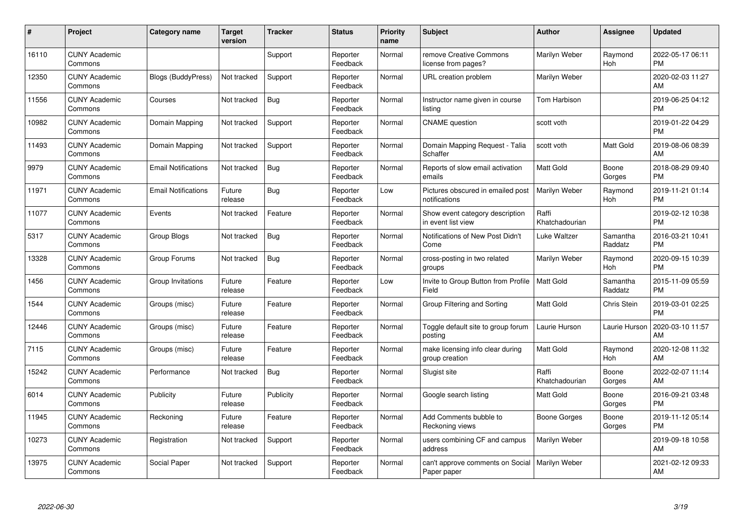| # | Project | Category name | Target version | Tracker | Status | Priority name | Subject | Author | Assignee | Updated |
|---|---|---|---|---|---|---|---|---|---|---|
| 16110 | CUNY Academic Commons | | | Support | Reporter Feedback | Normal | remove Creative Commons license from pages? | Marilyn Weber | Raymond Hoh | 2022-05-17 06:11 PM |
| 12350 | CUNY Academic Commons | Blogs (BuddyPress) | Not tracked | Support | Reporter Feedback | Normal | URL creation problem | Marilyn Weber | | 2020-02-03 11:27 AM |
| 11556 | CUNY Academic Commons | Courses | Not tracked | Bug | Reporter Feedback | Normal | Instructor name given in course listing | Tom Harbison | | 2019-06-25 04:12 PM |
| 10982 | CUNY Academic Commons | Domain Mapping | Not tracked | Support | Reporter Feedback | Normal | CNAME question | scott voth | | 2019-01-22 04:29 PM |
| 11493 | CUNY Academic Commons | Domain Mapping | Not tracked | Support | Reporter Feedback | Normal | Domain Mapping Request - Talia Schaffer | scott voth | Matt Gold | 2019-08-06 08:39 AM |
| 9979 | CUNY Academic Commons | Email Notifications | Not tracked | Bug | Reporter Feedback | Normal | Reports of slow email activation emails | Matt Gold | Boone Gorges | 2018-08-29 09:40 PM |
| 11971 | CUNY Academic Commons | Email Notifications | Future release | Bug | Reporter Feedback | Low | Pictures obscured in emailed post notifications | Marilyn Weber | Raymond Hoh | 2019-11-21 01:14 PM |
| 11077 | CUNY Academic Commons | Events | Not tracked | Feature | Reporter Feedback | Normal | Show event category description in event list view | Raffi Khatchadourian | | 2019-02-12 10:38 PM |
| 5317 | CUNY Academic Commons | Group Blogs | Not tracked | Bug | Reporter Feedback | Normal | Notifications of New Post Didn't Come | Luke Waltzer | Samantha Raddatz | 2016-03-21 10:41 PM |
| 13328 | CUNY Academic Commons | Group Forums | Not tracked | Bug | Reporter Feedback | Normal | cross-posting in two related groups | Marilyn Weber | Raymond Hoh | 2020-09-15 10:39 PM |
| 1456 | CUNY Academic Commons | Group Invitations | Future release | Feature | Reporter Feedback | Low | Invite to Group Button from Profile Field | Matt Gold | Samantha Raddatz | 2015-11-09 05:59 PM |
| 1544 | CUNY Academic Commons | Groups (misc) | Future release | Feature | Reporter Feedback | Normal | Group Filtering and Sorting | Matt Gold | Chris Stein | 2019-03-01 02:25 PM |
| 12446 | CUNY Academic Commons | Groups (misc) | Future release | Feature | Reporter Feedback | Normal | Toggle default site to group forum posting | Laurie Hurson | Laurie Hurson | 2020-03-10 11:57 AM |
| 7115 | CUNY Academic Commons | Groups (misc) | Future release | Feature | Reporter Feedback | Normal | make licensing info clear during group creation | Matt Gold | Raymond Hoh | 2020-12-08 11:32 AM |
| 15242 | CUNY Academic Commons | Performance | Not tracked | Bug | Reporter Feedback | Normal | Slugist site | Raffi Khatchadourian | Boone Gorges | 2022-02-07 11:14 AM |
| 6014 | CUNY Academic Commons | Publicity | Future release | Publicity | Reporter Feedback | Normal | Google search listing | Matt Gold | Boone Gorges | 2016-09-21 03:48 PM |
| 11945 | CUNY Academic Commons | Reckoning | Future release | Feature | Reporter Feedback | Normal | Add Comments bubble to Reckoning views | Boone Gorges | Boone Gorges | 2019-11-12 05:14 PM |
| 10273 | CUNY Academic Commons | Registration | Not tracked | Support | Reporter Feedback | Normal | users combining CF and campus address | Marilyn Weber | | 2019-09-18 10:58 AM |
| 13975 | CUNY Academic Commons | Social Paper | Not tracked | Support | Reporter Feedback | Normal | can't approve comments on Social Paper paper | Marilyn Weber | | 2021-02-12 09:33 AM |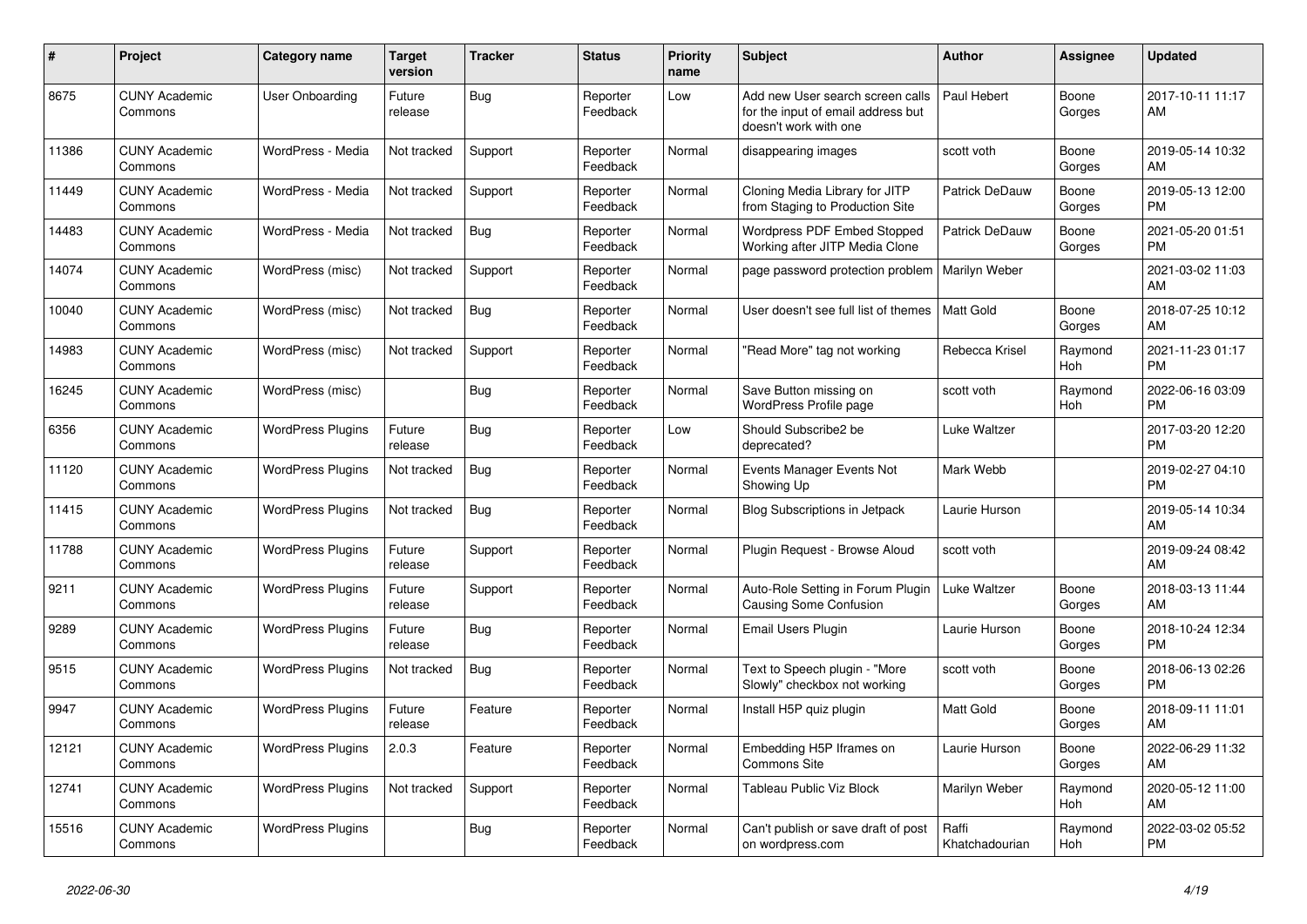| # | Project | Category name | Target version | Tracker | Status | Priority name | Subject | Author | Assignee | Updated |
|---|---|---|---|---|---|---|---|---|---|---|
| 8675 | CUNY Academic Commons | User Onboarding | Future release | Bug | Reporter Feedback | Low | Add new User search screen calls for the input of email address but doesn't work with one | Paul Hebert | Boone Gorges | 2017-10-11 11:17 AM |
| 11386 | CUNY Academic Commons | WordPress - Media | Not tracked | Support | Reporter Feedback | Normal | disappearing images | scott voth | Boone Gorges | 2019-05-14 10:32 AM |
| 11449 | CUNY Academic Commons | WordPress - Media | Not tracked | Support | Reporter Feedback | Normal | Cloning Media Library for JITP from Staging to Production Site | Patrick DeDauw | Boone Gorges | 2019-05-13 12:00 PM |
| 14483 | CUNY Academic Commons | WordPress - Media | Not tracked | Bug | Reporter Feedback | Normal | Wordpress PDF Embed Stopped Working after JITP Media Clone | Patrick DeDauw | Boone Gorges | 2021-05-20 01:51 PM |
| 14074 | CUNY Academic Commons | WordPress (misc) | Not tracked | Support | Reporter Feedback | Normal | page password protection problem | Marilyn Weber | | 2021-03-02 11:03 AM |
| 10040 | CUNY Academic Commons | WordPress (misc) | Not tracked | Bug | Reporter Feedback | Normal | User doesn't see full list of themes | Matt Gold | Boone Gorges | 2018-07-25 10:12 AM |
| 14983 | CUNY Academic Commons | WordPress (misc) | Not tracked | Support | Reporter Feedback | Normal | "Read More" tag not working | Rebecca Krisel | Raymond Hoh | 2021-11-23 01:17 PM |
| 16245 | CUNY Academic Commons | WordPress (misc) | | Bug | Reporter Feedback | Normal | Save Button missing on WordPress Profile page | scott voth | Raymond Hoh | 2022-06-16 03:09 PM |
| 6356 | CUNY Academic Commons | WordPress Plugins | Future release | Bug | Reporter Feedback | Low | Should Subscribe2 be deprecated? | Luke Waltzer | | 2017-03-20 12:20 PM |
| 11120 | CUNY Academic Commons | WordPress Plugins | Not tracked | Bug | Reporter Feedback | Normal | Events Manager Events Not Showing Up | Mark Webb | | 2019-02-27 04:10 PM |
| 11415 | CUNY Academic Commons | WordPress Plugins | Not tracked | Bug | Reporter Feedback | Normal | Blog Subscriptions in Jetpack | Laurie Hurson | | 2019-05-14 10:34 AM |
| 11788 | CUNY Academic Commons | WordPress Plugins | Future release | Support | Reporter Feedback | Normal | Plugin Request - Browse Aloud | scott voth | | 2019-09-24 08:42 AM |
| 9211 | CUNY Academic Commons | WordPress Plugins | Future release | Support | Reporter Feedback | Normal | Auto-Role Setting in Forum Plugin Causing Some Confusion | Luke Waltzer | Boone Gorges | 2018-03-13 11:44 AM |
| 9289 | CUNY Academic Commons | WordPress Plugins | Future release | Bug | Reporter Feedback | Normal | Email Users Plugin | Laurie Hurson | Boone Gorges | 2018-10-24 12:34 PM |
| 9515 | CUNY Academic Commons | WordPress Plugins | Not tracked | Bug | Reporter Feedback | Normal | Text to Speech plugin - "More Slowly" checkbox not working | scott voth | Boone Gorges | 2018-06-13 02:26 PM |
| 9947 | CUNY Academic Commons | WordPress Plugins | Future release | Feature | Reporter Feedback | Normal | Install H5P quiz plugin | Matt Gold | Boone Gorges | 2018-09-11 11:01 AM |
| 12121 | CUNY Academic Commons | WordPress Plugins | 2.0.3 | Feature | Reporter Feedback | Normal | Embedding H5P Iframes on Commons Site | Laurie Hurson | Boone Gorges | 2022-06-29 11:32 AM |
| 12741 | CUNY Academic Commons | WordPress Plugins | Not tracked | Support | Reporter Feedback | Normal | Tableau Public Viz Block | Marilyn Weber | Raymond Hoh | 2020-05-12 11:00 AM |
| 15516 | CUNY Academic Commons | WordPress Plugins | | Bug | Reporter Feedback | Normal | Can't publish or save draft of post on wordpress.com | Raffi Khatchadourian | Raymond Hoh | 2022-03-02 05:52 PM |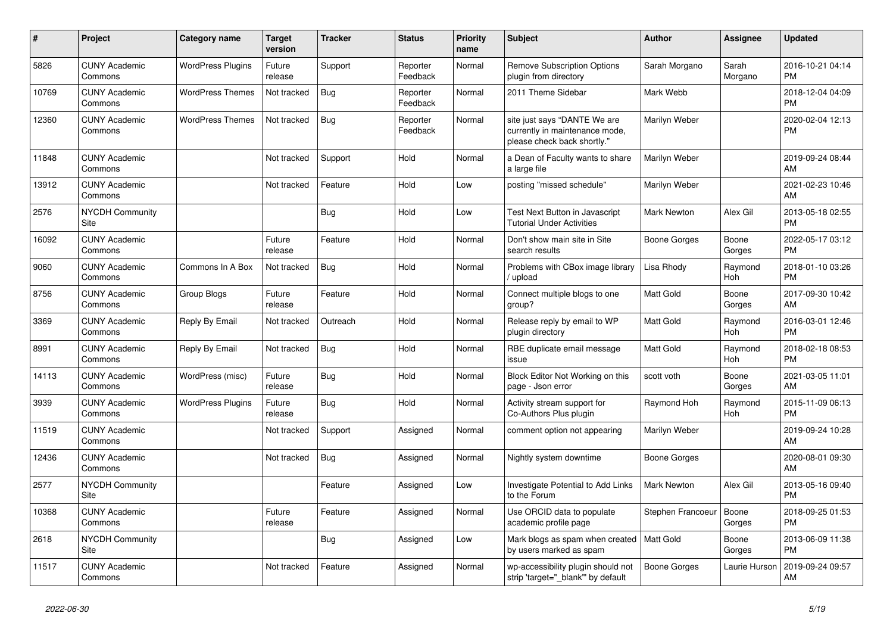| # | Project | Category name | Target version | Tracker | Status | Priority name | Subject | Author | Assignee | Updated |
|---|---|---|---|---|---|---|---|---|---|---|
| 5826 | CUNY Academic Commons | WordPress Plugins | Future release | Support | Reporter Feedback | Normal | Remove Subscription Options plugin from directory | Sarah Morgano | Sarah Morgano | 2016-10-21 04:14 PM |
| 10769 | CUNY Academic Commons | WordPress Themes | Not tracked | Bug | Reporter Feedback | Normal | 2011 Theme Sidebar | Mark Webb | | 2018-12-04 04:09 PM |
| 12360 | CUNY Academic Commons | WordPress Themes | Not tracked | Bug | Reporter Feedback | Normal | site just says "DANTE We are currently in maintenance mode, please check back shortly." | Marilyn Weber | | 2020-02-04 12:13 PM |
| 11848 | CUNY Academic Commons | | Not tracked | Support | Hold | Normal | a Dean of Faculty wants to share a large file | Marilyn Weber | | 2019-09-24 08:44 AM |
| 13912 | CUNY Academic Commons | | Not tracked | Feature | Hold | Low | posting "missed schedule" | Marilyn Weber | | 2021-02-23 10:46 AM |
| 2576 | NYCDH Community Site | | | Bug | Hold | Low | Test Next Button in Javascript Tutorial Under Activities | Mark Newton | Alex Gil | 2013-05-18 02:55 PM |
| 16092 | CUNY Academic Commons | | Future release | Feature | Hold | Normal | Don't show main site in Site search results | Boone Gorges | Boone Gorges | 2022-05-17 03:12 PM |
| 9060 | CUNY Academic Commons | Commons In A Box | Not tracked | Bug | Hold | Normal | Problems with CBox image library / upload | Lisa Rhody | Raymond Hoh | 2018-01-10 03:26 PM |
| 8756 | CUNY Academic Commons | Group Blogs | Future release | Feature | Hold | Normal | Connect multiple blogs to one group? | Matt Gold | Boone Gorges | 2017-09-30 10:42 AM |
| 3369 | CUNY Academic Commons | Reply By Email | Not tracked | Outreach | Hold | Normal | Release reply by email to WP plugin directory | Matt Gold | Raymond Hoh | 2016-03-01 12:46 PM |
| 8991 | CUNY Academic Commons | Reply By Email | Not tracked | Bug | Hold | Normal | RBE duplicate email message issue | Matt Gold | Raymond Hoh | 2018-02-18 08:53 PM |
| 14113 | CUNY Academic Commons | WordPress (misc) | Future release | Bug | Hold | Normal | Block Editor Not Working on this page - Json error | scott voth | Boone Gorges | 2021-03-05 11:01 AM |
| 3939 | CUNY Academic Commons | WordPress Plugins | Future release | Bug | Hold | Normal | Activity stream support for Co-Authors Plus plugin | Raymond Hoh | Raymond Hoh | 2015-11-09 06:13 PM |
| 11519 | CUNY Academic Commons | | Not tracked | Support | Assigned | Normal | comment option not appearing | Marilyn Weber | | 2019-09-24 10:28 AM |
| 12436 | CUNY Academic Commons | | Not tracked | Bug | Assigned | Normal | Nightly system downtime | Boone Gorges | | 2020-08-01 09:30 AM |
| 2577 | NYCDH Community Site | | | Feature | Assigned | Low | Investigate Potential to Add Links to the Forum | Mark Newton | Alex Gil | 2013-05-16 09:40 PM |
| 10368 | CUNY Academic Commons | | Future release | Feature | Assigned | Normal | Use ORCID data to populate academic profile page | Stephen Francoeur | Boone Gorges | 2018-09-25 01:53 PM |
| 2618 | NYCDH Community Site | | | Bug | Assigned | Low | Mark blogs as spam when created by users marked as spam | Matt Gold | Boone Gorges | 2013-06-09 11:38 PM |
| 11517 | CUNY Academic Commons | | Not tracked | Feature | Assigned | Normal | wp-accessibility plugin should not strip 'target="_blank"' by default | Boone Gorges | Laurie Hurson | 2019-09-24 09:57 AM |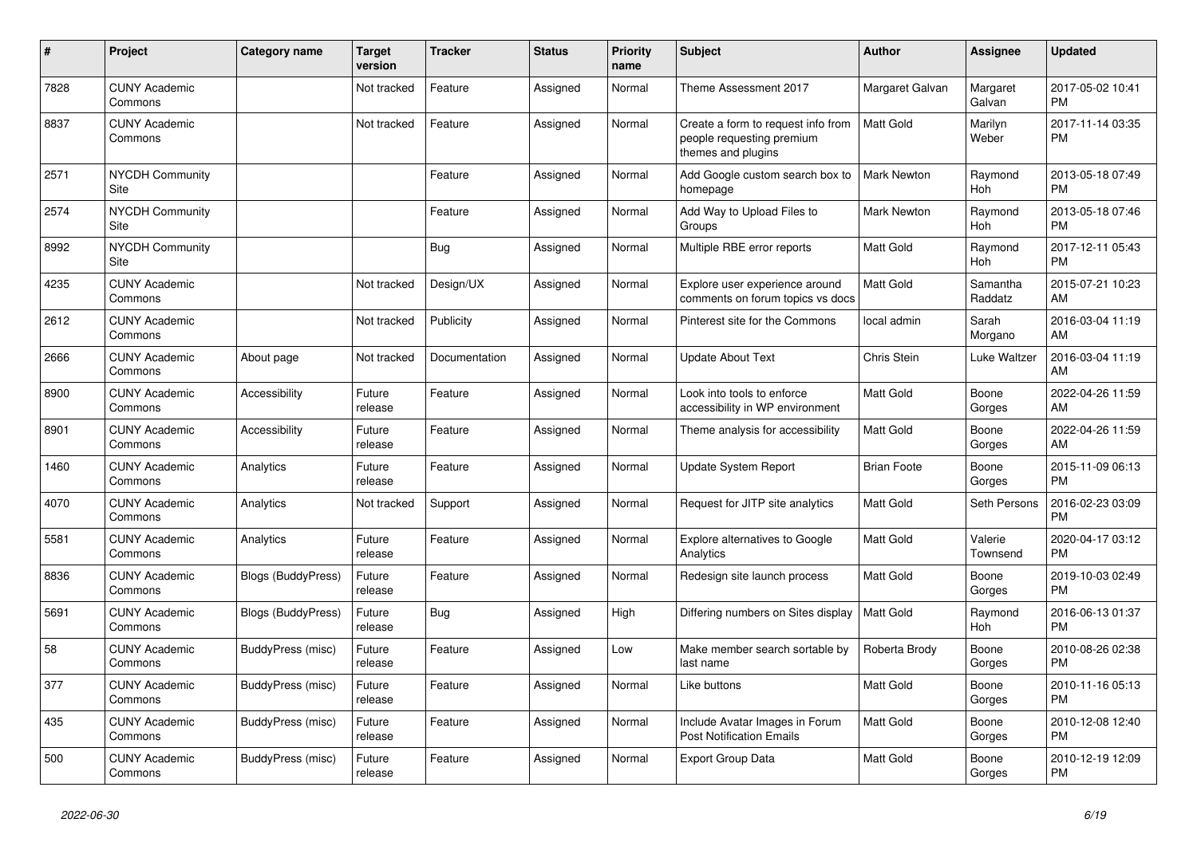| # | Project | Category name | Target version | Tracker | Status | Priority name | Subject | Author | Assignee | Updated |
|---|---|---|---|---|---|---|---|---|---|---|
| 7828 | CUNY Academic Commons | | Not tracked | Feature | Assigned | Normal | Theme Assessment 2017 | Margaret Galvan | Margaret Galvan | 2017-05-02 10:41 PM |
| 8837 | CUNY Academic Commons | | Not tracked | Feature | Assigned | Normal | Create a form to request info from people requesting premium themes and plugins | Matt Gold | Marilyn Weber | 2017-11-14 03:35 PM |
| 2571 | NYCDH Community Site | | | Feature | Assigned | Normal | Add Google custom search box to homepage | Mark Newton | Raymond Hoh | 2013-05-18 07:49 PM |
| 2574 | NYCDH Community Site | | | Feature | Assigned | Normal | Add Way to Upload Files to Groups | Mark Newton | Raymond Hoh | 2013-05-18 07:46 PM |
| 8992 | NYCDH Community Site | | | Bug | Assigned | Normal | Multiple RBE error reports | Matt Gold | Raymond Hoh | 2017-12-11 05:43 PM |
| 4235 | CUNY Academic Commons | | Not tracked | Design/UX | Assigned | Normal | Explore user experience around comments on forum topics vs docs | Matt Gold | Samantha Raddatz | 2015-07-21 10:23 AM |
| 2612 | CUNY Academic Commons | | Not tracked | Publicity | Assigned | Normal | Pinterest site for the Commons | local admin | Sarah Morgano | 2016-03-04 11:19 AM |
| 2666 | CUNY Academic Commons | About page | Not tracked | Documentation | Assigned | Normal | Update About Text | Chris Stein | Luke Waltzer | 2016-03-04 11:19 AM |
| 8900 | CUNY Academic Commons | Accessibility | Future release | Feature | Assigned | Normal | Look into tools to enforce accessibility in WP environment | Matt Gold | Boone Gorges | 2022-04-26 11:59 AM |
| 8901 | CUNY Academic Commons | Accessibility | Future release | Feature | Assigned | Normal | Theme analysis for accessibility | Matt Gold | Boone Gorges | 2022-04-26 11:59 AM |
| 1460 | CUNY Academic Commons | Analytics | Future release | Feature | Assigned | Normal | Update System Report | Brian Foote | Boone Gorges | 2015-11-09 06:13 PM |
| 4070 | CUNY Academic Commons | Analytics | Not tracked | Support | Assigned | Normal | Request for JITP site analytics | Matt Gold | Seth Persons | 2016-02-23 03:09 PM |
| 5581 | CUNY Academic Commons | Analytics | Future release | Feature | Assigned | Normal | Explore alternatives to Google Analytics | Matt Gold | Valerie Townsend | 2020-04-17 03:12 PM |
| 8836 | CUNY Academic Commons | Blogs (BuddyPress) | Future release | Feature | Assigned | Normal | Redesign site launch process | Matt Gold | Boone Gorges | 2019-10-03 02:49 PM |
| 5691 | CUNY Academic Commons | Blogs (BuddyPress) | Future release | Bug | Assigned | High | Differing numbers on Sites display | Matt Gold | Raymond Hoh | 2016-06-13 01:37 PM |
| 58 | CUNY Academic Commons | BuddyPress (misc) | Future release | Feature | Assigned | Low | Make member search sortable by last name | Roberta Brody | Boone Gorges | 2010-08-26 02:38 PM |
| 377 | CUNY Academic Commons | BuddyPress (misc) | Future release | Feature | Assigned | Normal | Like buttons | Matt Gold | Boone Gorges | 2010-11-16 05:13 PM |
| 435 | CUNY Academic Commons | BuddyPress (misc) | Future release | Feature | Assigned | Normal | Include Avatar Images in Forum Post Notification Emails | Matt Gold | Boone Gorges | 2010-12-08 12:40 PM |
| 500 | CUNY Academic Commons | BuddyPress (misc) | Future release | Feature | Assigned | Normal | Export Group Data | Matt Gold | Boone Gorges | 2010-12-19 12:09 PM |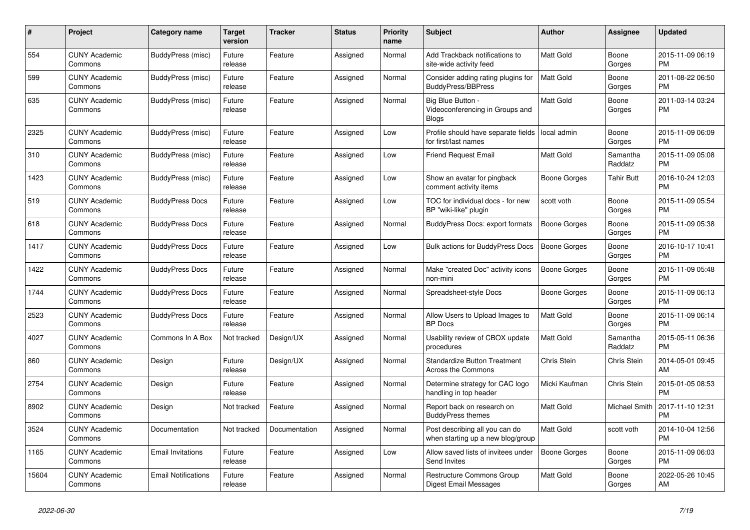| # | Project | Category name | Target version | Tracker | Status | Priority name | Subject | Author | Assignee | Updated |
|---|---|---|---|---|---|---|---|---|---|---|
| 554 | CUNY Academic Commons | BuddyPress (misc) | Future release | Feature | Assigned | Normal | Add Trackback notifications to site-wide activity feed | Matt Gold | Boone Gorges | 2015-11-09 06:19 PM |
| 599 | CUNY Academic Commons | BuddyPress (misc) | Future release | Feature | Assigned | Normal | Consider adding rating plugins for BuddyPress/BBPress | Matt Gold | Boone Gorges | 2011-08-22 06:50 PM |
| 635 | CUNY Academic Commons | BuddyPress (misc) | Future release | Feature | Assigned | Normal | Big Blue Button - Videoconferencing in Groups and Blogs | Matt Gold | Boone Gorges | 2011-03-14 03:24 PM |
| 2325 | CUNY Academic Commons | BuddyPress (misc) | Future release | Feature | Assigned | Low | Profile should have separate fields for first/last names | local admin | Boone Gorges | 2015-11-09 06:09 PM |
| 310 | CUNY Academic Commons | BuddyPress (misc) | Future release | Feature | Assigned | Low | Friend Request Email | Matt Gold | Samantha Raddatz | 2015-11-09 05:08 PM |
| 1423 | CUNY Academic Commons | BuddyPress (misc) | Future release | Feature | Assigned | Low | Show an avatar for pingback comment activity items | Boone Gorges | Tahir Butt | 2016-10-24 12:03 PM |
| 519 | CUNY Academic Commons | BuddyPress Docs | Future release | Feature | Assigned | Low | TOC for individual docs - for new BP "wiki-like" plugin | scott voth | Boone Gorges | 2015-11-09 05:54 PM |
| 618 | CUNY Academic Commons | BuddyPress Docs | Future release | Feature | Assigned | Normal | BuddyPress Docs: export formats | Boone Gorges | Boone Gorges | 2015-11-09 05:38 PM |
| 1417 | CUNY Academic Commons | BuddyPress Docs | Future release | Feature | Assigned | Low | Bulk actions for BuddyPress Docs | Boone Gorges | Boone Gorges | 2016-10-17 10:41 PM |
| 1422 | CUNY Academic Commons | BuddyPress Docs | Future release | Feature | Assigned | Normal | Make "created Doc" activity icons non-mini | Boone Gorges | Boone Gorges | 2015-11-09 05:48 PM |
| 1744 | CUNY Academic Commons | BuddyPress Docs | Future release | Feature | Assigned | Normal | Spreadsheet-style Docs | Boone Gorges | Boone Gorges | 2015-11-09 06:13 PM |
| 2523 | CUNY Academic Commons | BuddyPress Docs | Future release | Feature | Assigned | Normal | Allow Users to Upload Images to BP Docs | Matt Gold | Boone Gorges | 2015-11-09 06:14 PM |
| 4027 | CUNY Academic Commons | Commons In A Box | Not tracked | Design/UX | Assigned | Normal | Usability review of CBOX update procedures | Matt Gold | Samantha Raddatz | 2015-05-11 06:36 PM |
| 860 | CUNY Academic Commons | Design | Future release | Design/UX | Assigned | Normal | Standardize Button Treatment Across the Commons | Chris Stein | Chris Stein | 2014-05-01 09:45 AM |
| 2754 | CUNY Academic Commons | Design | Future release | Feature | Assigned | Normal | Determine strategy for CAC logo handling in top header | Micki Kaufman | Chris Stein | 2015-01-05 08:53 PM |
| 8902 | CUNY Academic Commons | Design | Not tracked | Feature | Assigned | Normal | Report back on research on BuddyPress themes | Matt Gold | Michael Smith | 2017-11-10 12:31 PM |
| 3524 | CUNY Academic Commons | Documentation | Not tracked | Documentation | Assigned | Normal | Post describing all you can do when starting up a new blog/group | Matt Gold | scott voth | 2014-10-04 12:56 PM |
| 1165 | CUNY Academic Commons | Email Invitations | Future release | Feature | Assigned | Low | Allow saved lists of invitees under Send Invites | Boone Gorges | Boone Gorges | 2015-11-09 06:03 PM |
| 15604 | CUNY Academic Commons | Email Notifications | Future release | Feature | Assigned | Normal | Restructure Commons Group Digest Email Messages | Matt Gold | Boone Gorges | 2022-05-26 10:45 AM |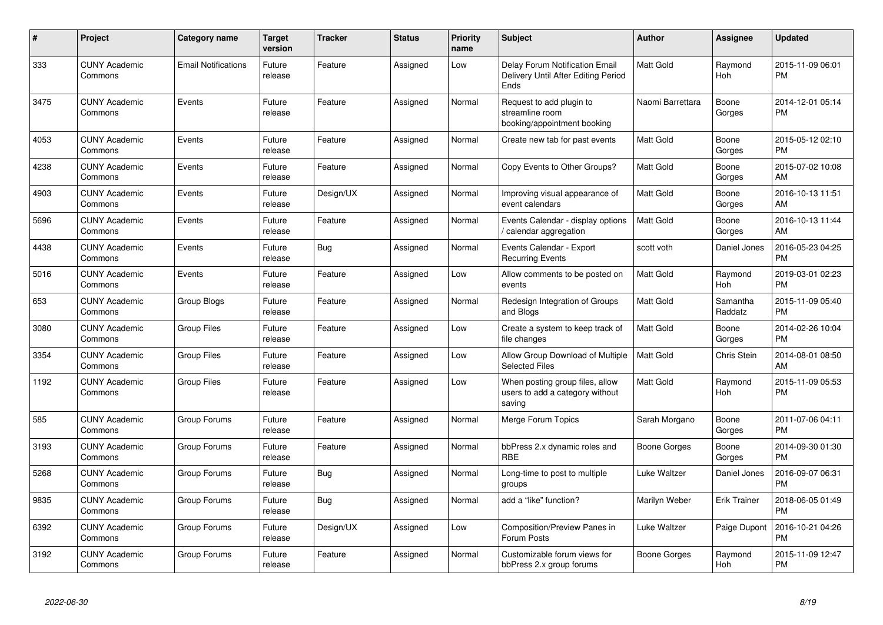| # | Project | Category name | Target version | Tracker | Status | Priority name | Subject | Author | Assignee | Updated |
|---|---|---|---|---|---|---|---|---|---|---|
| 333 | CUNY Academic Commons | Email Notifications | Future release | Feature | Assigned | Low | Delay Forum Notification Email Delivery Until After Editing Period Ends | Matt Gold | Raymond Hoh | 2015-11-09 06:01 PM |
| 3475 | CUNY Academic Commons | Events | Future release | Feature | Assigned | Normal | Request to add plugin to streamline room booking/appointment booking | Naomi Barrettara | Boone Gorges | 2014-12-01 05:14 PM |
| 4053 | CUNY Academic Commons | Events | Future release | Feature | Assigned | Normal | Create new tab for past events | Matt Gold | Boone Gorges | 2015-05-12 02:10 PM |
| 4238 | CUNY Academic Commons | Events | Future release | Feature | Assigned | Normal | Copy Events to Other Groups? | Matt Gold | Boone Gorges | 2015-07-02 10:08 AM |
| 4903 | CUNY Academic Commons | Events | Future release | Design/UX | Assigned | Normal | Improving visual appearance of event calendars | Matt Gold | Boone Gorges | 2016-10-13 11:51 AM |
| 5696 | CUNY Academic Commons | Events | Future release | Feature | Assigned | Normal | Events Calendar - display options / calendar aggregation | Matt Gold | Boone Gorges | 2016-10-13 11:44 AM |
| 4438 | CUNY Academic Commons | Events | Future release | Bug | Assigned | Normal | Events Calendar - Export Recurring Events | scott voth | Daniel Jones | 2016-05-23 04:25 PM |
| 5016 | CUNY Academic Commons | Events | Future release | Feature | Assigned | Low | Allow comments to be posted on events | Matt Gold | Raymond Hoh | 2019-03-01 02:23 PM |
| 653 | CUNY Academic Commons | Group Blogs | Future release | Feature | Assigned | Normal | Redesign Integration of Groups and Blogs | Matt Gold | Samantha Raddatz | 2015-11-09 05:40 PM |
| 3080 | CUNY Academic Commons | Group Files | Future release | Feature | Assigned | Low | Create a system to keep track of file changes | Matt Gold | Boone Gorges | 2014-02-26 10:04 PM |
| 3354 | CUNY Academic Commons | Group Files | Future release | Feature | Assigned | Low | Allow Group Download of Multiple Selected Files | Matt Gold | Chris Stein | 2014-08-01 08:50 AM |
| 1192 | CUNY Academic Commons | Group Files | Future release | Feature | Assigned | Low | When posting group files, allow users to add a category without saving | Matt Gold | Raymond Hoh | 2015-11-09 05:53 PM |
| 585 | CUNY Academic Commons | Group Forums | Future release | Feature | Assigned | Normal | Merge Forum Topics | Sarah Morgano | Boone Gorges | 2011-07-06 04:11 PM |
| 3193 | CUNY Academic Commons | Group Forums | Future release | Feature | Assigned | Normal | bbPress 2.x dynamic roles and RBE | Boone Gorges | Boone Gorges | 2014-09-30 01:30 PM |
| 5268 | CUNY Academic Commons | Group Forums | Future release | Bug | Assigned | Normal | Long-time to post to multiple groups | Luke Waltzer | Daniel Jones | 2016-09-07 06:31 PM |
| 9835 | CUNY Academic Commons | Group Forums | Future release | Bug | Assigned | Normal | add a "like" function? | Marilyn Weber | Erik Trainer | 2018-06-05 01:49 PM |
| 6392 | CUNY Academic Commons | Group Forums | Future release | Design/UX | Assigned | Low | Composition/Preview Panes in Forum Posts | Luke Waltzer | Paige Dupont | 2016-10-21 04:26 PM |
| 3192 | CUNY Academic Commons | Group Forums | Future release | Feature | Assigned | Normal | Customizable forum views for bbPress 2.x group forums | Boone Gorges | Raymond Hoh | 2015-11-09 12:47 PM |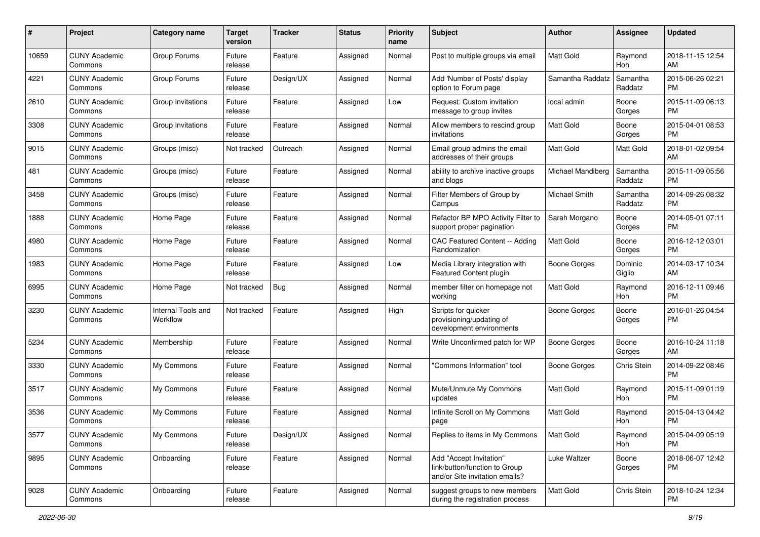| # | Project | Category name | Target version | Tracker | Status | Priority name | Subject | Author | Assignee | Updated |
|---|---|---|---|---|---|---|---|---|---|---|
| 10659 | CUNY Academic Commons | Group Forums | Future release | Feature | Assigned | Normal | Post to multiple groups via email | Matt Gold | Raymond Hoh | 2018-11-15 12:54 AM |
| 4221 | CUNY Academic Commons | Group Forums | Future release | Design/UX | Assigned | Normal | Add 'Number of Posts' display option to Forum page | Samantha Raddatz | Samantha Raddatz | 2015-06-26 02:21 PM |
| 2610 | CUNY Academic Commons | Group Invitations | Future release | Feature | Assigned | Low | Request: Custom invitation message to group invites | local admin | Boone Gorges | 2015-11-09 06:13 PM |
| 3308 | CUNY Academic Commons | Group Invitations | Future release | Feature | Assigned | Normal | Allow members to rescind group invitations | Matt Gold | Boone Gorges | 2015-04-01 08:53 PM |
| 9015 | CUNY Academic Commons | Groups (misc) | Not tracked | Outreach | Assigned | Normal | Email group admins the email addresses of their groups | Matt Gold | Matt Gold | 2018-01-02 09:54 AM |
| 481 | CUNY Academic Commons | Groups (misc) | Future release | Feature | Assigned | Normal | ability to archive inactive groups and blogs | Michael Mandiberg | Samantha Raddatz | 2015-11-09 05:56 PM |
| 3458 | CUNY Academic Commons | Groups (misc) | Future release | Feature | Assigned | Normal | Filter Members of Group by Campus | Michael Smith | Samantha Raddatz | 2014-09-26 08:32 PM |
| 1888 | CUNY Academic Commons | Home Page | Future release | Feature | Assigned | Normal | Refactor BP MPO Activity Filter to support proper pagination | Sarah Morgano | Boone Gorges | 2014-05-01 07:11 PM |
| 4980 | CUNY Academic Commons | Home Page | Future release | Feature | Assigned | Normal | CAC Featured Content -- Adding Randomization | Matt Gold | Boone Gorges | 2016-12-12 03:01 PM |
| 1983 | CUNY Academic Commons | Home Page | Future release | Feature | Assigned | Low | Media Library integration with Featured Content plugin | Boone Gorges | Dominic Giglio | 2014-03-17 10:34 AM |
| 6995 | CUNY Academic Commons | Home Page | Not tracked | Bug | Assigned | Normal | member filter on homepage not working | Matt Gold | Raymond Hoh | 2016-12-11 09:46 PM |
| 3230 | CUNY Academic Commons | Internal Tools and Workflow | Not tracked | Feature | Assigned | High | Scripts for quicker provisioning/updating of development environments | Boone Gorges | Boone Gorges | 2016-01-26 04:54 PM |
| 5234 | CUNY Academic Commons | Membership | Future release | Feature | Assigned | Normal | Write Unconfirmed patch for WP | Boone Gorges | Boone Gorges | 2016-10-24 11:18 AM |
| 3330 | CUNY Academic Commons | My Commons | Future release | Feature | Assigned | Normal | "Commons Information" tool | Boone Gorges | Chris Stein | 2014-09-22 08:46 PM |
| 3517 | CUNY Academic Commons | My Commons | Future release | Feature | Assigned | Normal | Mute/Unmute My Commons updates | Matt Gold | Raymond Hoh | 2015-11-09 01:19 PM |
| 3536 | CUNY Academic Commons | My Commons | Future release | Feature | Assigned | Normal | Infinite Scroll on My Commons page | Matt Gold | Raymond Hoh | 2015-04-13 04:42 PM |
| 3577 | CUNY Academic Commons | My Commons | Future release | Design/UX | Assigned | Normal | Replies to items in My Commons | Matt Gold | Raymond Hoh | 2015-04-09 05:19 PM |
| 9895 | CUNY Academic Commons | Onboarding | Future release | Feature | Assigned | Normal | Add "Accept Invitation" link/button/function to Group and/or Site invitation emails? | Luke Waltzer | Boone Gorges | 2018-06-07 12:42 PM |
| 9028 | CUNY Academic Commons | Onboarding | Future release | Feature | Assigned | Normal | suggest groups to new members during the registration process | Matt Gold | Chris Stein | 2018-10-24 12:34 PM |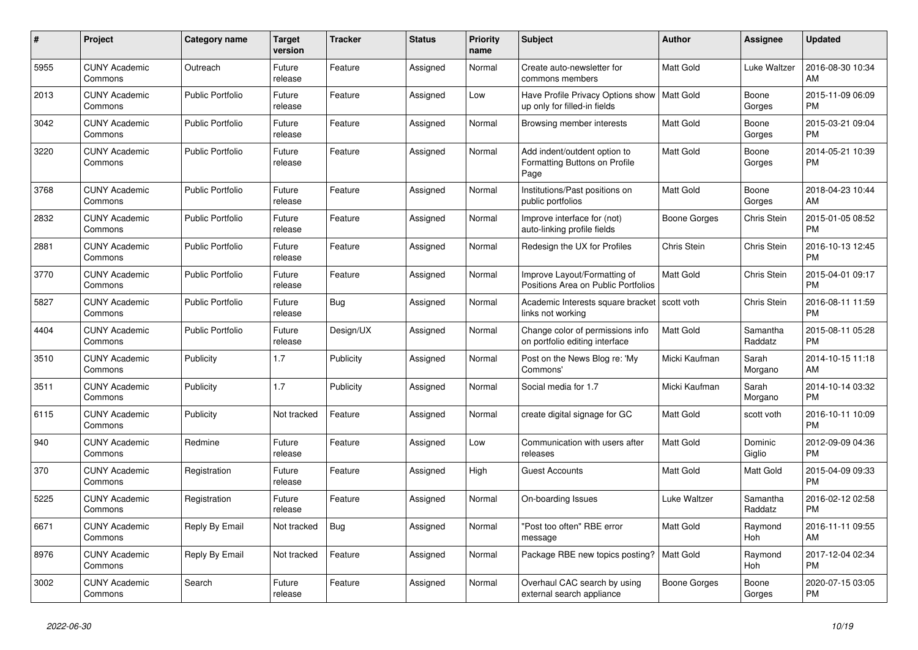| # | Project | Category name | Target version | Tracker | Status | Priority name | Subject | Author | Assignee | Updated |
|---|---|---|---|---|---|---|---|---|---|---|
| 5955 | CUNY Academic Commons | Outreach | Future release | Feature | Assigned | Normal | Create auto-newsletter for commons members | Matt Gold | Luke Waltzer | 2016-08-30 10:34 AM |
| 2013 | CUNY Academic Commons | Public Portfolio | Future release | Feature | Assigned | Low | Have Profile Privacy Options show up only for filled-in fields | Matt Gold | Boone Gorges | 2015-11-09 06:09 PM |
| 3042 | CUNY Academic Commons | Public Portfolio | Future release | Feature | Assigned | Normal | Browsing member interests | Matt Gold | Boone Gorges | 2015-03-21 09:04 PM |
| 3220 | CUNY Academic Commons | Public Portfolio | Future release | Feature | Assigned | Normal | Add indent/outdent option to Formatting Buttons on Profile Page | Matt Gold | Boone Gorges | 2014-05-21 10:39 PM |
| 3768 | CUNY Academic Commons | Public Portfolio | Future release | Feature | Assigned | Normal | Institutions/Past positions on public portfolios | Matt Gold | Boone Gorges | 2018-04-23 10:44 AM |
| 2832 | CUNY Academic Commons | Public Portfolio | Future release | Feature | Assigned | Normal | Improve interface for (not) auto-linking profile fields | Boone Gorges | Chris Stein | 2015-01-05 08:52 PM |
| 2881 | CUNY Academic Commons | Public Portfolio | Future release | Feature | Assigned | Normal | Redesign the UX for Profiles | Chris Stein | Chris Stein | 2016-10-13 12:45 PM |
| 3770 | CUNY Academic Commons | Public Portfolio | Future release | Feature | Assigned | Normal | Improve Layout/Formatting of Positions Area on Public Portfolios | Matt Gold | Chris Stein | 2015-04-01 09:17 PM |
| 5827 | CUNY Academic Commons | Public Portfolio | Future release | Bug | Assigned | Normal | Academic Interests square bracket links not working | scott voth | Chris Stein | 2016-08-11 11:59 PM |
| 4404 | CUNY Academic Commons | Public Portfolio | Future release | Design/UX | Assigned | Normal | Change color of permissions info on portfolio editing interface | Matt Gold | Samantha Raddatz | 2015-08-11 05:28 PM |
| 3510 | CUNY Academic Commons | Publicity | 1.7 | Publicity | Assigned | Normal | Post on the News Blog re: 'My Commons' | Micki Kaufman | Sarah Morgano | 2014-10-15 11:18 AM |
| 3511 | CUNY Academic Commons | Publicity | 1.7 | Publicity | Assigned | Normal | Social media for 1.7 | Micki Kaufman | Sarah Morgano | 2014-10-14 03:32 PM |
| 6115 | CUNY Academic Commons | Publicity | Not tracked | Feature | Assigned | Normal | create digital signage for GC | Matt Gold | scott voth | 2016-10-11 10:09 PM |
| 940 | CUNY Academic Commons | Redmine | Future release | Feature | Assigned | Low | Communication with users after releases | Matt Gold | Dominic Giglio | 2012-09-09 04:36 PM |
| 370 | CUNY Academic Commons | Registration | Future release | Feature | Assigned | High | Guest Accounts | Matt Gold | Matt Gold | 2015-04-09 09:33 PM |
| 5225 | CUNY Academic Commons | Registration | Future release | Feature | Assigned | Normal | On-boarding Issues | Luke Waltzer | Samantha Raddatz | 2016-02-12 02:58 PM |
| 6671 | CUNY Academic Commons | Reply By Email | Not tracked | Bug | Assigned | Normal | "Post too often" RBE error message | Matt Gold | Raymond Hoh | 2016-11-11 09:55 AM |
| 8976 | CUNY Academic Commons | Reply By Email | Not tracked | Feature | Assigned | Normal | Package RBE new topics posting? | Matt Gold | Raymond Hoh | 2017-12-04 02:34 PM |
| 3002 | CUNY Academic Commons | Search | Future release | Feature | Assigned | Normal | Overhaul CAC search by using external search appliance | Boone Gorges | Boone Gorges | 2020-07-15 03:05 PM |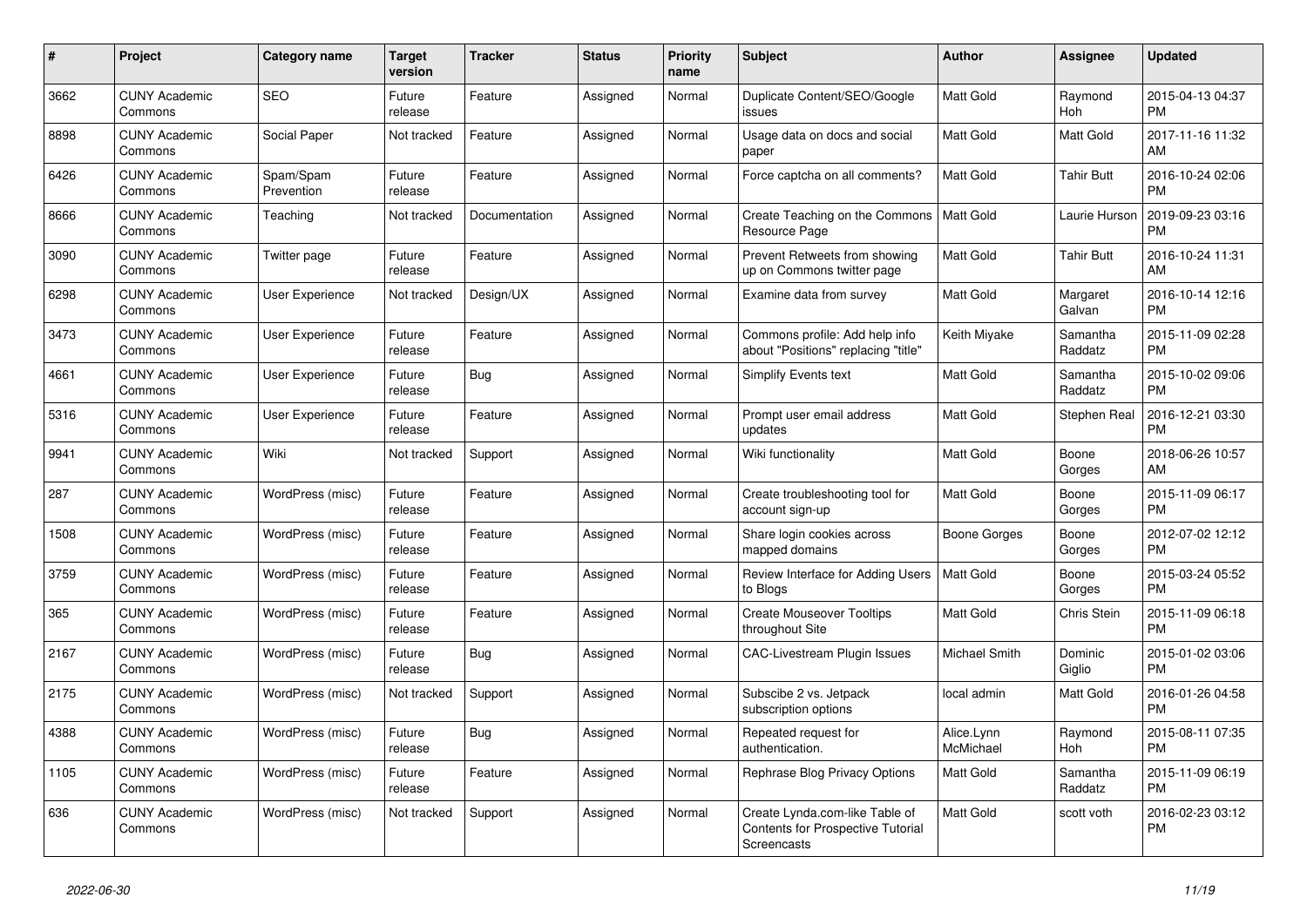| # | Project | Category name | Target version | Tracker | Status | Priority name | Subject | Author | Assignee | Updated |
|---|---|---|---|---|---|---|---|---|---|---|
| 3662 | CUNY Academic Commons | SEO | Future release | Feature | Assigned | Normal | Duplicate Content/SEO/Google issues | Matt Gold | Raymond Hoh | 2015-04-13 04:37 PM |
| 8898 | CUNY Academic Commons | Social Paper | Not tracked | Feature | Assigned | Normal | Usage data on docs and social paper | Matt Gold | Matt Gold | 2017-11-16 11:32 AM |
| 6426 | CUNY Academic Commons | Spam/Spam Prevention | Future release | Feature | Assigned | Normal | Force captcha on all comments? | Matt Gold | Tahir Butt | 2016-10-24 02:06 PM |
| 8666 | CUNY Academic Commons | Teaching | Not tracked | Documentation | Assigned | Normal | Create Teaching on the Commons Resource Page | Matt Gold | Laurie Hurson | 2019-09-23 03:16 PM |
| 3090 | CUNY Academic Commons | Twitter page | Future release | Feature | Assigned | Normal | Prevent Retweets from showing up on Commons twitter page | Matt Gold | Tahir Butt | 2016-10-24 11:31 AM |
| 6298 | CUNY Academic Commons | User Experience | Not tracked | Design/UX | Assigned | Normal | Examine data from survey | Matt Gold | Margaret Galvan | 2016-10-14 12:16 PM |
| 3473 | CUNY Academic Commons | User Experience | Future release | Feature | Assigned | Normal | Commons profile: Add help info about "Positions" replacing "title" | Keith Miyake | Samantha Raddatz | 2015-11-09 02:28 PM |
| 4661 | CUNY Academic Commons | User Experience | Future release | Bug | Assigned | Normal | Simplify Events text | Matt Gold | Samantha Raddatz | 2015-10-02 09:06 PM |
| 5316 | CUNY Academic Commons | User Experience | Future release | Feature | Assigned | Normal | Prompt user email address updates | Matt Gold | Stephen Real | 2016-12-21 03:30 PM |
| 9941 | CUNY Academic Commons | Wiki | Not tracked | Support | Assigned | Normal | Wiki functionality | Matt Gold | Boone Gorges | 2018-06-26 10:57 AM |
| 287 | CUNY Academic Commons | WordPress (misc) | Future release | Feature | Assigned | Normal | Create troubleshooting tool for account sign-up | Matt Gold | Boone Gorges | 2015-11-09 06:17 PM |
| 1508 | CUNY Academic Commons | WordPress (misc) | Future release | Feature | Assigned | Normal | Share login cookies across mapped domains | Boone Gorges | Boone Gorges | 2012-07-02 12:12 PM |
| 3759 | CUNY Academic Commons | WordPress (misc) | Future release | Feature | Assigned | Normal | Review Interface for Adding Users to Blogs | Matt Gold | Boone Gorges | 2015-03-24 05:52 PM |
| 365 | CUNY Academic Commons | WordPress (misc) | Future release | Feature | Assigned | Normal | Create Mouseover Tooltips throughout Site | Matt Gold | Chris Stein | 2015-11-09 06:18 PM |
| 2167 | CUNY Academic Commons | WordPress (misc) | Future release | Bug | Assigned | Normal | CAC-Livestream Plugin Issues | Michael Smith | Dominic Giglio | 2015-01-02 03:06 PM |
| 2175 | CUNY Academic Commons | WordPress (misc) | Not tracked | Support | Assigned | Normal | Subscibe 2 vs. Jetpack subscription options | local admin | Matt Gold | 2016-01-26 04:58 PM |
| 4388 | CUNY Academic Commons | WordPress (misc) | Future release | Bug | Assigned | Normal | Repeated request for authentication. | Alice.Lynn McMichael | Raymond Hoh | 2015-08-11 07:35 PM |
| 1105 | CUNY Academic Commons | WordPress (misc) | Future release | Feature | Assigned | Normal | Rephrase Blog Privacy Options | Matt Gold | Samantha Raddatz | 2015-11-09 06:19 PM |
| 636 | CUNY Academic Commons | WordPress (misc) | Not tracked | Support | Assigned | Normal | Create Lynda.com-like Table of Contents for Prospective Tutorial Screencasts | Matt Gold | scott voth | 2016-02-23 03:12 PM |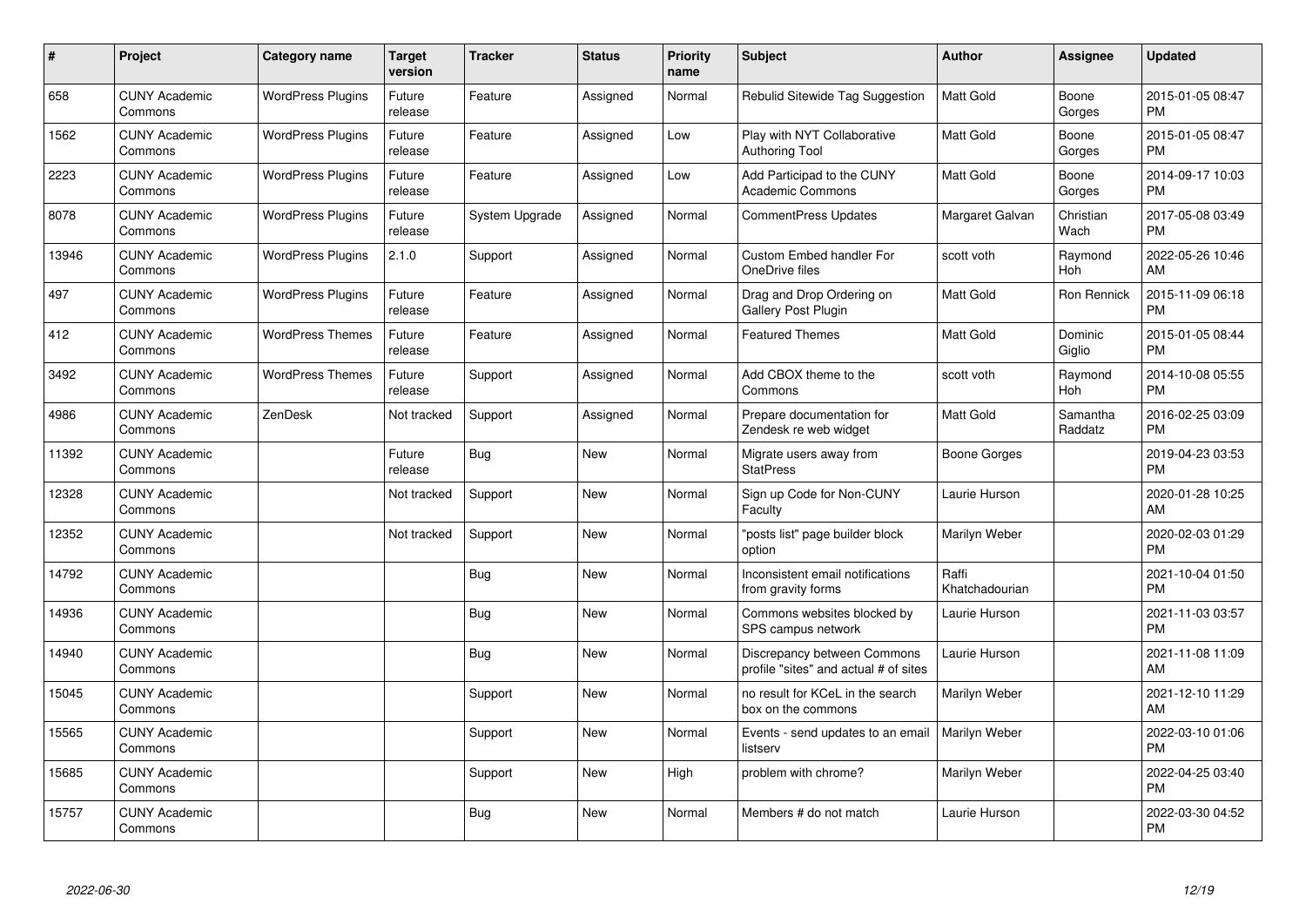| # | Project | Category name | Target version | Tracker | Status | Priority name | Subject | Author | Assignee | Updated |
|---|---|---|---|---|---|---|---|---|---|---|
| 658 | CUNY Academic Commons | WordPress Plugins | Future release | Feature | Assigned | Normal | Rebulid Sitewide Tag Suggestion | Matt Gold | Boone Gorges | 2015-01-05 08:47 PM |
| 1562 | CUNY Academic Commons | WordPress Plugins | Future release | Feature | Assigned | Low | Play with NYT Collaborative Authoring Tool | Matt Gold | Boone Gorges | 2015-01-05 08:47 PM |
| 2223 | CUNY Academic Commons | WordPress Plugins | Future release | Feature | Assigned | Low | Add Participad to the CUNY Academic Commons | Matt Gold | Boone Gorges | 2014-09-17 10:03 PM |
| 8078 | CUNY Academic Commons | WordPress Plugins | Future release | System Upgrade | Assigned | Normal | CommentPress Updates | Margaret Galvan | Christian Wach | 2017-05-08 03:49 PM |
| 13946 | CUNY Academic Commons | WordPress Plugins | 2.1.0 | Support | Assigned | Normal | Custom Embed handler For OneDrive files | scott voth | Raymond Hoh | 2022-05-26 10:46 AM |
| 497 | CUNY Academic Commons | WordPress Plugins | Future release | Feature | Assigned | Normal | Drag and Drop Ordering on Gallery Post Plugin | Matt Gold | Ron Rennick | 2015-11-09 06:18 PM |
| 412 | CUNY Academic Commons | WordPress Themes | Future release | Feature | Assigned | Normal | Featured Themes | Matt Gold | Dominic Giglio | 2015-01-05 08:44 PM |
| 3492 | CUNY Academic Commons | WordPress Themes | Future release | Support | Assigned | Normal | Add CBOX theme to the Commons | scott voth | Raymond Hoh | 2014-10-08 05:55 PM |
| 4986 | CUNY Academic Commons | ZenDesk | Not tracked | Support | Assigned | Normal | Prepare documentation for Zendesk re web widget | Matt Gold | Samantha Raddatz | 2016-02-25 03:09 PM |
| 11392 | CUNY Academic Commons | | Future release | Bug | New | Normal | Migrate users away from StatPress | Boone Gorges | | 2019-04-23 03:53 PM |
| 12328 | CUNY Academic Commons | | Not tracked | Support | New | Normal | Sign up Code for Non-CUNY Faculty | Laurie Hurson | | 2020-01-28 10:25 AM |
| 12352 | CUNY Academic Commons | | Not tracked | Support | New | Normal | "posts list" page builder block option | Marilyn Weber | | 2020-02-03 01:29 PM |
| 14792 | CUNY Academic Commons | | | Bug | New | Normal | Inconsistent email notifications from gravity forms | Raffi Khatchadourian | | 2021-10-04 01:50 PM |
| 14936 | CUNY Academic Commons | | | Bug | New | Normal | Commons websites blocked by SPS campus network | Laurie Hurson | | 2021-11-03 03:57 PM |
| 14940 | CUNY Academic Commons | | | Bug | New | Normal | Discrepancy between Commons profile "sites" and actual # of sites | Laurie Hurson | | 2021-11-08 11:09 AM |
| 15045 | CUNY Academic Commons | | | Support | New | Normal | no result for KCeL in the search box on the commons | Marilyn Weber | | 2021-12-10 11:29 AM |
| 15565 | CUNY Academic Commons | | | Support | New | Normal | Events - send updates to an email listserv | Marilyn Weber | | 2022-03-10 01:06 PM |
| 15685 | CUNY Academic Commons | | | Support | New | High | problem with chrome? | Marilyn Weber | | 2022-04-25 03:40 PM |
| 15757 | CUNY Academic Commons | | | Bug | New | Normal | Members # do not match | Laurie Hurson | | 2022-03-30 04:52 PM |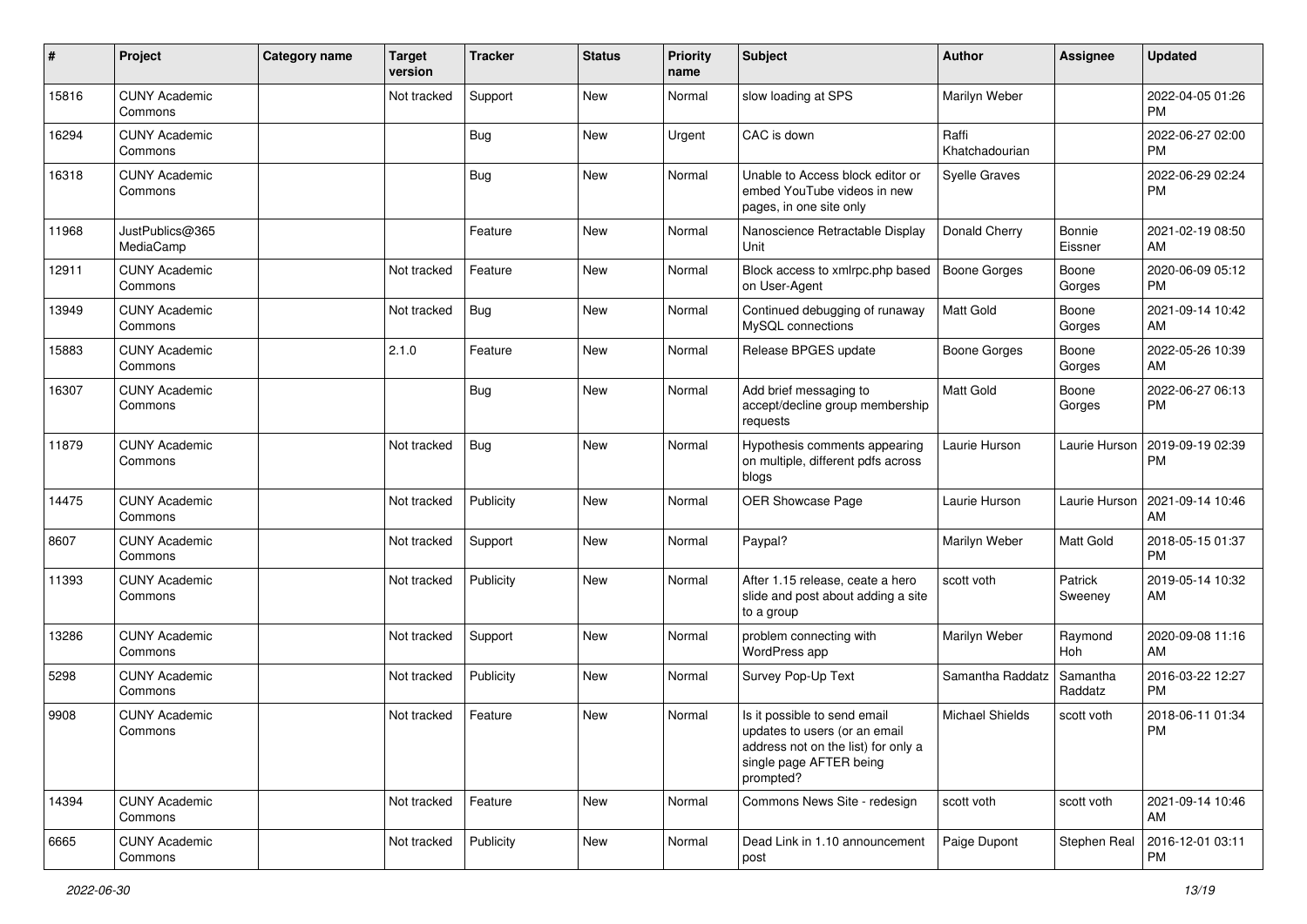| # | Project | Category name | Target version | Tracker | Status | Priority name | Subject | Author | Assignee | Updated |
|---|---|---|---|---|---|---|---|---|---|---|
| 15816 | CUNY Academic Commons | | Not tracked | Support | New | Normal | slow loading at SPS | Marilyn Weber | | 2022-04-05 01:26 PM |
| 16294 | CUNY Academic Commons | | | Bug | New | Urgent | CAC is down | Raffi Khatchadourian | | 2022-06-27 02:00 PM |
| 16318 | CUNY Academic Commons | | | Bug | New | Normal | Unable to Access block editor or embed YouTube videos in new pages, in one site only | Syelle Graves | | 2022-06-29 02:24 PM |
| 11968 | JustPublics@365 MediaCamp | | | Feature | New | Normal | Nanoscience Retractable Display Unit | Donald Cherry | Bonnie Eissner | 2021-02-19 08:50 AM |
| 12911 | CUNY Academic Commons | | Not tracked | Feature | New | Normal | Block access to xmlrpc.php based on User-Agent | Boone Gorges | Boone Gorges | 2020-06-09 05:12 PM |
| 13949 | CUNY Academic Commons | | Not tracked | Bug | New | Normal | Continued debugging of runaway MySQL connections | Matt Gold | Boone Gorges | 2021-09-14 10:42 AM |
| 15883 | CUNY Academic Commons | | 2.1.0 | Feature | New | Normal | Release BPGES update | Boone Gorges | Boone Gorges | 2022-05-26 10:39 AM |
| 16307 | CUNY Academic Commons | | | Bug | New | Normal | Add brief messaging to accept/decline group membership requests | Matt Gold | Boone Gorges | 2022-06-27 06:13 PM |
| 11879 | CUNY Academic Commons | | Not tracked | Bug | New | Normal | Hypothesis comments appearing on multiple, different pdfs across blogs | Laurie Hurson | Laurie Hurson | 2019-09-19 02:39 PM |
| 14475 | CUNY Academic Commons | | Not tracked | Publicity | New | Normal | OER Showcase Page | Laurie Hurson | Laurie Hurson | 2021-09-14 10:46 AM |
| 8607 | CUNY Academic Commons | | Not tracked | Support | New | Normal | Paypal? | Marilyn Weber | Matt Gold | 2018-05-15 01:37 PM |
| 11393 | CUNY Academic Commons | | Not tracked | Publicity | New | Normal | After 1.15 release, ceate a hero slide and post about adding a site to a group | scott voth | Patrick Sweeney | 2019-05-14 10:32 AM |
| 13286 | CUNY Academic Commons | | Not tracked | Support | New | Normal | problem connecting with WordPress app | Marilyn Weber | Raymond Hoh | 2020-09-08 11:16 AM |
| 5298 | CUNY Academic Commons | | Not tracked | Publicity | New | Normal | Survey Pop-Up Text | Samantha Raddatz | Samantha Raddatz | 2016-03-22 12:27 PM |
| 9908 | CUNY Academic Commons | | Not tracked | Feature | New | Normal | Is it possible to send email updates to users (or an email address not on the list) for only a single page AFTER being prompted? | Michael Shields | scott voth | 2018-06-11 01:34 PM |
| 14394 | CUNY Academic Commons | | Not tracked | Feature | New | Normal | Commons News Site - redesign | scott voth | scott voth | 2021-09-14 10:46 AM |
| 6665 | CUNY Academic Commons | | Not tracked | Publicity | New | Normal | Dead Link in 1.10 announcement post | Paige Dupont | Stephen Real | 2016-12-01 03:11 PM |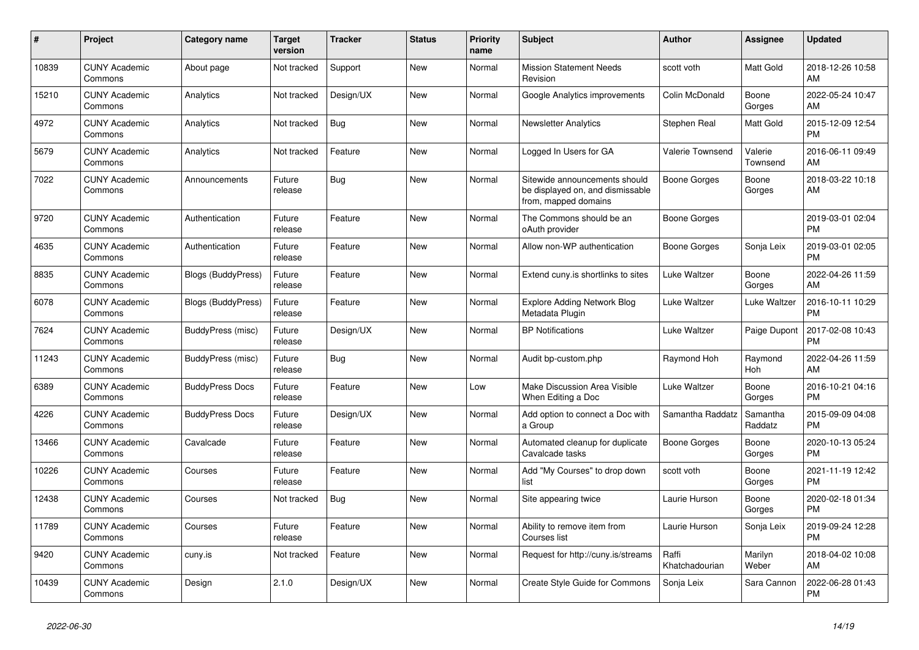| # | Project | Category name | Target version | Tracker | Status | Priority name | Subject | Author | Assignee | Updated |
|---|---|---|---|---|---|---|---|---|---|---|
| 10839 | CUNY Academic Commons | About page | Not tracked | Support | New | Normal | Mission Statement Needs Revision | scott voth | Matt Gold | 2018-12-26 10:58 AM |
| 15210 | CUNY Academic Commons | Analytics | Not tracked | Design/UX | New | Normal | Google Analytics improvements | Colin McDonald | Boone Gorges | 2022-05-24 10:47 AM |
| 4972 | CUNY Academic Commons | Analytics | Not tracked | Bug | New | Normal | Newsletter Analytics | Stephen Real | Matt Gold | 2015-12-09 12:54 PM |
| 5679 | CUNY Academic Commons | Analytics | Not tracked | Feature | New | Normal | Logged In Users for GA | Valerie Townsend | Valerie Townsend | 2016-06-11 09:49 AM |
| 7022 | CUNY Academic Commons | Announcements | Future release | Bug | New | Normal | Sitewide announcements should be displayed on, and dismissable from, mapped domains | Boone Gorges | Boone Gorges | 2018-03-22 10:18 AM |
| 9720 | CUNY Academic Commons | Authentication | Future release | Feature | New | Normal | The Commons should be an oAuth provider | Boone Gorges | | 2019-03-01 02:04 PM |
| 4635 | CUNY Academic Commons | Authentication | Future release | Feature | New | Normal | Allow non-WP authentication | Boone Gorges | Sonja Leix | 2019-03-01 02:05 PM |
| 8835 | CUNY Academic Commons | Blogs (BuddyPress) | Future release | Feature | New | Normal | Extend cuny.is shortlinks to sites | Luke Waltzer | Boone Gorges | 2022-04-26 11:59 AM |
| 6078 | CUNY Academic Commons | Blogs (BuddyPress) | Future release | Feature | New | Normal | Explore Adding Network Blog Metadata Plugin | Luke Waltzer | Luke Waltzer | 2016-10-11 10:29 PM |
| 7624 | CUNY Academic Commons | BuddyPress (misc) | Future release | Design/UX | New | Normal | BP Notifications | Luke Waltzer | Paige Dupont | 2017-02-08 10:43 PM |
| 11243 | CUNY Academic Commons | BuddyPress (misc) | Future release | Bug | New | Normal | Audit bp-custom.php | Raymond Hoh | Raymond Hoh | 2022-04-26 11:59 AM |
| 6389 | CUNY Academic Commons | BuddyPress Docs | Future release | Feature | New | Low | Make Discussion Area Visible When Editing a Doc | Luke Waltzer | Boone Gorges | 2016-10-21 04:16 PM |
| 4226 | CUNY Academic Commons | BuddyPress Docs | Future release | Design/UX | New | Normal | Add option to connect a Doc with a Group | Samantha Raddatz | Samantha Raddatz | 2015-09-09 04:08 PM |
| 13466 | CUNY Academic Commons | Cavalcade | Future release | Feature | New | Normal | Automated cleanup for duplicate Cavalcade tasks | Boone Gorges | Boone Gorges | 2020-10-13 05:24 PM |
| 10226 | CUNY Academic Commons | Courses | Future release | Feature | New | Normal | Add "My Courses" to drop down list | scott voth | Boone Gorges | 2021-11-19 12:42 PM |
| 12438 | CUNY Academic Commons | Courses | Not tracked | Bug | New | Normal | Site appearing twice | Laurie Hurson | Boone Gorges | 2020-02-18 01:34 PM |
| 11789 | CUNY Academic Commons | Courses | Future release | Feature | New | Normal | Ability to remove item from Courses list | Laurie Hurson | Sonja Leix | 2019-09-24 12:28 PM |
| 9420 | CUNY Academic Commons | cuny.is | Not tracked | Feature | New | Normal | Request for http://cuny.is/streams | Raffi Khatchadourian | Marilyn Weber | 2018-04-02 10:08 AM |
| 10439 | CUNY Academic Commons | Design | 2.1.0 | Design/UX | New | Normal | Create Style Guide for Commons | Sonja Leix | Sara Cannon | 2022-06-28 01:43 PM |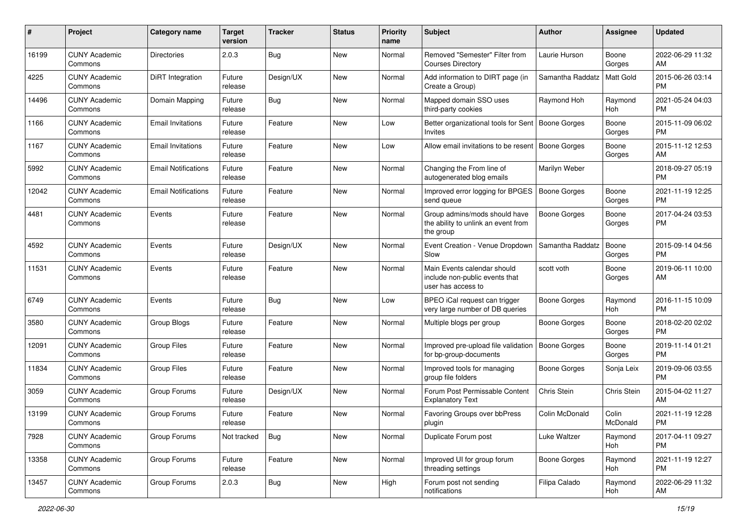| # | Project | Category name | Target version | Tracker | Status | Priority name | Subject | Author | Assignee | Updated |
|---|---|---|---|---|---|---|---|---|---|---|
| 16199 | CUNY Academic Commons | Directories | 2.0.3 | Bug | New | Normal | Removed "Semester" Filter from Courses Directory | Laurie Hurson | Boone Gorges | 2022-06-29 11:32 AM |
| 4225 | CUNY Academic Commons | DiRT Integration | Future release | Design/UX | New | Normal | Add information to DIRT page (in Create a Group) | Samantha Raddatz | Matt Gold | 2015-06-26 03:14 PM |
| 14496 | CUNY Academic Commons | Domain Mapping | Future release | Bug | New | Normal | Mapped domain SSO uses third-party cookies | Raymond Hoh | Raymond Hoh | 2021-05-24 04:03 PM |
| 1166 | CUNY Academic Commons | Email Invitations | Future release | Feature | New | Low | Better organizational tools for Sent Invites | Boone Gorges | Boone Gorges | 2015-11-09 06:02 PM |
| 1167 | CUNY Academic Commons | Email Invitations | Future release | Feature | New | Low | Allow email invitations to be resent | Boone Gorges | Boone Gorges | 2015-11-12 12:53 AM |
| 5992 | CUNY Academic Commons | Email Notifications | Future release | Feature | New | Normal | Changing the From line of autogenerated blog emails | Marilyn Weber | | 2018-09-27 05:19 PM |
| 12042 | CUNY Academic Commons | Email Notifications | Future release | Feature | New | Normal | Improved error logging for BPGES send queue | Boone Gorges | Boone Gorges | 2021-11-19 12:25 PM |
| 4481 | CUNY Academic Commons | Events | Future release | Feature | New | Normal | Group admins/mods should have the ability to unlink an event from the group | Boone Gorges | Boone Gorges | 2017-04-24 03:53 PM |
| 4592 | CUNY Academic Commons | Events | Future release | Design/UX | New | Normal | Event Creation - Venue Dropdown Slow | Samantha Raddatz | Boone Gorges | 2015-09-14 04:56 PM |
| 11531 | CUNY Academic Commons | Events | Future release | Feature | New | Normal | Main Events calendar should include non-public events that user has access to | scott voth | Boone Gorges | 2019-06-11 10:00 AM |
| 6749 | CUNY Academic Commons | Events | Future release | Bug | New | Low | BPEO iCal request can trigger very large number of DB queries | Boone Gorges | Raymond Hoh | 2016-11-15 10:09 PM |
| 3580 | CUNY Academic Commons | Group Blogs | Future release | Feature | New | Normal | Multiple blogs per group | Boone Gorges | Boone Gorges | 2018-02-20 02:02 PM |
| 12091 | CUNY Academic Commons | Group Files | Future release | Feature | New | Normal | Improved pre-upload file validation for bp-group-documents | Boone Gorges | Boone Gorges | 2019-11-14 01:21 PM |
| 11834 | CUNY Academic Commons | Group Files | Future release | Feature | New | Normal | Improved tools for managing group file folders | Boone Gorges | Sonja Leix | 2019-09-06 03:55 PM |
| 3059 | CUNY Academic Commons | Group Forums | Future release | Design/UX | New | Normal | Forum Post Permissable Content Explanatory Text | Chris Stein | Chris Stein | 2015-04-02 11:27 AM |
| 13199 | CUNY Academic Commons | Group Forums | Future release | Feature | New | Normal | Favoring Groups over bbPress plugin | Colin McDonald | Colin McDonald | 2021-11-19 12:28 PM |
| 7928 | CUNY Academic Commons | Group Forums | Not tracked | Bug | New | Normal | Duplicate Forum post | Luke Waltzer | Raymond Hoh | 2017-04-11 09:27 PM |
| 13358 | CUNY Academic Commons | Group Forums | Future release | Feature | New | Normal | Improved UI for group forum threading settings | Boone Gorges | Raymond Hoh | 2021-11-19 12:27 PM |
| 13457 | CUNY Academic Commons | Group Forums | 2.0.3 | Bug | New | High | Forum post not sending notifications | Filipa Calado | Raymond Hoh | 2022-06-29 11:32 AM |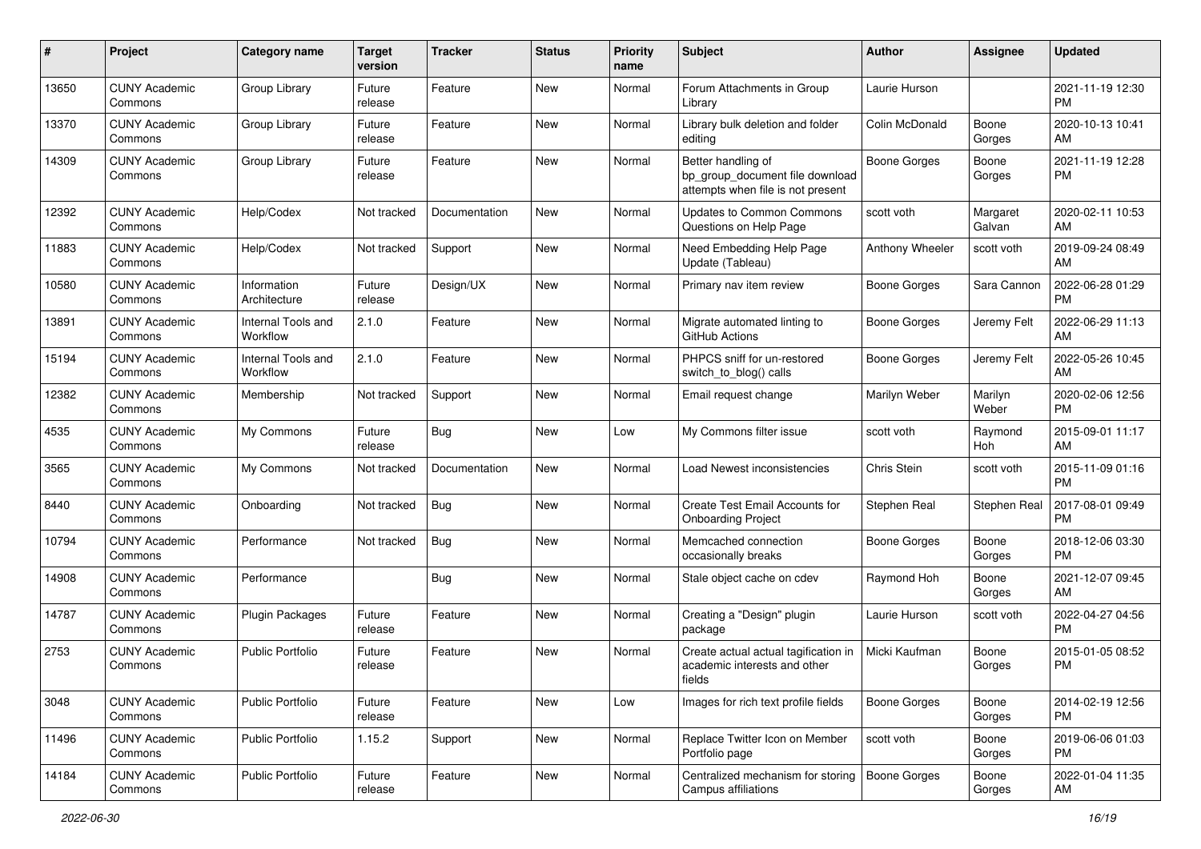| # | Project | Category name | Target version | Tracker | Status | Priority name | Subject | Author | Assignee | Updated |
|---|---|---|---|---|---|---|---|---|---|---|
| 13650 | CUNY Academic Commons | Group Library | Future release | Feature | New | Normal | Forum Attachments in Group Library | Laurie Hurson | | 2021-11-19 12:30 PM |
| 13370 | CUNY Academic Commons | Group Library | Future release | Feature | New | Normal | Library bulk deletion and folder editing | Colin McDonald | Boone Gorges | 2020-10-13 10:41 AM |
| 14309 | CUNY Academic Commons | Group Library | Future release | Feature | New | Normal | Better handling of bp_group_document file download attempts when file is not present | Boone Gorges | Boone Gorges | 2021-11-19 12:28 PM |
| 12392 | CUNY Academic Commons | Help/Codex | Not tracked | Documentation | New | Normal | Updates to Common Commons Questions on Help Page | scott voth | Margaret Galvan | 2020-02-11 10:53 AM |
| 11883 | CUNY Academic Commons | Help/Codex | Not tracked | Support | New | Normal | Need Embedding Help Page Update (Tableau) | Anthony Wheeler | scott voth | 2019-09-24 08:49 AM |
| 10580 | CUNY Academic Commons | Information Architecture | Future release | Design/UX | New | Normal | Primary nav item review | Boone Gorges | Sara Cannon | 2022-06-28 01:29 PM |
| 13891 | CUNY Academic Commons | Internal Tools and Workflow | 2.1.0 | Feature | New | Normal | Migrate automated linting to GitHub Actions | Boone Gorges | Jeremy Felt | 2022-06-29 11:13 AM |
| 15194 | CUNY Academic Commons | Internal Tools and Workflow | 2.1.0 | Feature | New | Normal | PHPCS sniff for un-restored switch_to_blog() calls | Boone Gorges | Jeremy Felt | 2022-05-26 10:45 AM |
| 12382 | CUNY Academic Commons | Membership | Not tracked | Support | New | Normal | Email request change | Marilyn Weber | Marilyn Weber | 2020-02-06 12:56 PM |
| 4535 | CUNY Academic Commons | My Commons | Future release | Bug | New | Low | My Commons filter issue | scott voth | Raymond Hoh | 2015-09-01 11:17 AM |
| 3565 | CUNY Academic Commons | My Commons | Not tracked | Documentation | New | Normal | Load Newest inconsistencies | Chris Stein | scott voth | 2015-11-09 01:16 PM |
| 8440 | CUNY Academic Commons | Onboarding | Not tracked | Bug | New | Normal | Create Test Email Accounts for Onboarding Project | Stephen Real | Stephen Real | 2017-08-01 09:49 PM |
| 10794 | CUNY Academic Commons | Performance | Not tracked | Bug | New | Normal | Memcached connection occasionally breaks | Boone Gorges | Boone Gorges | 2018-12-06 03:30 PM |
| 14908 | CUNY Academic Commons | Performance | | Bug | New | Normal | Stale object cache on cdev | Raymond Hoh | Boone Gorges | 2021-12-07 09:45 AM |
| 14787 | CUNY Academic Commons | Plugin Packages | Future release | Feature | New | Normal | Creating a "Design" plugin package | Laurie Hurson | scott voth | 2022-04-27 04:56 PM |
| 2753 | CUNY Academic Commons | Public Portfolio | Future release | Feature | New | Normal | Create actual actual tagification in academic interests and other fields | Micki Kaufman | Boone Gorges | 2015-01-05 08:52 PM |
| 3048 | CUNY Academic Commons | Public Portfolio | Future release | Feature | New | Low | Images for rich text profile fields | Boone Gorges | Boone Gorges | 2014-02-19 12:56 PM |
| 11496 | CUNY Academic Commons | Public Portfolio | 1.15.2 | Support | New | Normal | Replace Twitter Icon on Member Portfolio page | scott voth | Boone Gorges | 2019-06-06 01:03 PM |
| 14184 | CUNY Academic Commons | Public Portfolio | Future release | Feature | New | Normal | Centralized mechanism for storing Campus affiliations | Boone Gorges | Boone Gorges | 2022-01-04 11:35 AM |

2022-06-30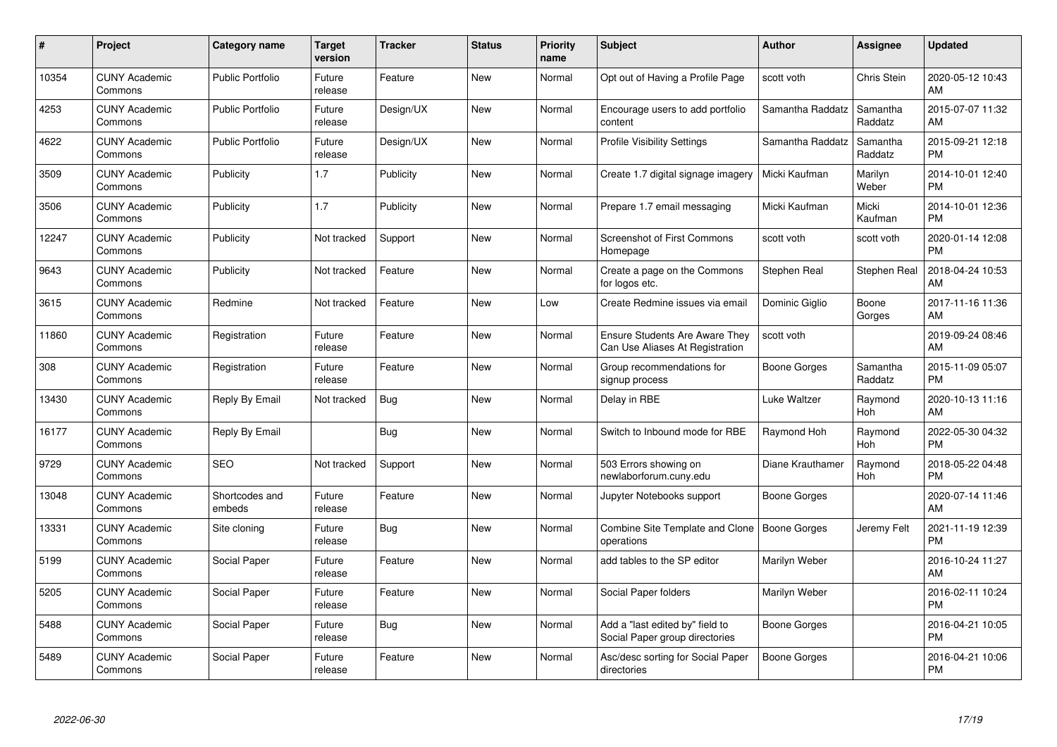| # | Project | Category name | Target version | Tracker | Status | Priority name | Subject | Author | Assignee | Updated |
|---|---|---|---|---|---|---|---|---|---|---|
| 10354 | CUNY Academic Commons | Public Portfolio | Future release | Feature | New | Normal | Opt out of Having a Profile Page | scott voth | Chris Stein | 2020-05-12 10:43 AM |
| 4253 | CUNY Academic Commons | Public Portfolio | Future release | Design/UX | New | Normal | Encourage users to add portfolio content | Samantha Raddatz | Samantha Raddatz | 2015-07-07 11:32 AM |
| 4622 | CUNY Academic Commons | Public Portfolio | Future release | Design/UX | New | Normal | Profile Visibility Settings | Samantha Raddatz | Samantha Raddatz | 2015-09-21 12:18 PM |
| 3509 | CUNY Academic Commons | Publicity | 1.7 | Publicity | New | Normal | Create 1.7 digital signage imagery | Micki Kaufman | Marilyn Weber | 2014-10-01 12:40 PM |
| 3506 | CUNY Academic Commons | Publicity | 1.7 | Publicity | New | Normal | Prepare 1.7 email messaging | Micki Kaufman | Micki Kaufman | 2014-10-01 12:36 PM |
| 12247 | CUNY Academic Commons | Publicity | Not tracked | Support | New | Normal | Screenshot of First Commons Homepage | scott voth | scott voth | 2020-01-14 12:08 PM |
| 9643 | CUNY Academic Commons | Publicity | Not tracked | Feature | New | Normal | Create a page on the Commons for logos etc. | Stephen Real | Stephen Real | 2018-04-24 10:53 AM |
| 3615 | CUNY Academic Commons | Redmine | Not tracked | Feature | New | Low | Create Redmine issues via email | Dominic Giglio | Boone Gorges | 2017-11-16 11:36 AM |
| 11860 | CUNY Academic Commons | Registration | Future release | Feature | New | Normal | Ensure Students Are Aware They Can Use Aliases At Registration | scott voth | | 2019-09-24 08:46 AM |
| 308 | CUNY Academic Commons | Registration | Future release | Feature | New | Normal | Group recommendations for signup process | Boone Gorges | Samantha Raddatz | 2015-11-09 05:07 PM |
| 13430 | CUNY Academic Commons | Reply By Email | Not tracked | Bug | New | Normal | Delay in RBE | Luke Waltzer | Raymond Hoh | 2020-10-13 11:16 AM |
| 16177 | CUNY Academic Commons | Reply By Email | | Bug | New | Normal | Switch to Inbound mode for RBE | Raymond Hoh | Raymond Hoh | 2022-05-30 04:32 PM |
| 9729 | CUNY Academic Commons | SEO | Not tracked | Support | New | Normal | 503 Errors showing on newlaborforum.cuny.edu | Diane Krauthamer | Raymond Hoh | 2018-05-22 04:48 PM |
| 13048 | CUNY Academic Commons | Shortcodes and embeds | Future release | Feature | New | Normal | Jupyter Notebooks support | Boone Gorges | | 2020-07-14 11:46 AM |
| 13331 | CUNY Academic Commons | Site cloning | Future release | Bug | New | Normal | Combine Site Template and Clone operations | Boone Gorges | Jeremy Felt | 2021-11-19 12:39 PM |
| 5199 | CUNY Academic Commons | Social Paper | Future release | Feature | New | Normal | add tables to the SP editor | Marilyn Weber | | 2016-10-24 11:27 AM |
| 5205 | CUNY Academic Commons | Social Paper | Future release | Feature | New | Normal | Social Paper folders | Marilyn Weber | | 2016-02-11 10:24 PM |
| 5488 | CUNY Academic Commons | Social Paper | Future release | Bug | New | Normal | Add a "last edited by" field to Social Paper group directories | Boone Gorges | | 2016-04-21 10:05 PM |
| 5489 | CUNY Academic Commons | Social Paper | Future release | Feature | New | Normal | Asc/desc sorting for Social Paper directories | Boone Gorges | | 2016-04-21 10:06 PM |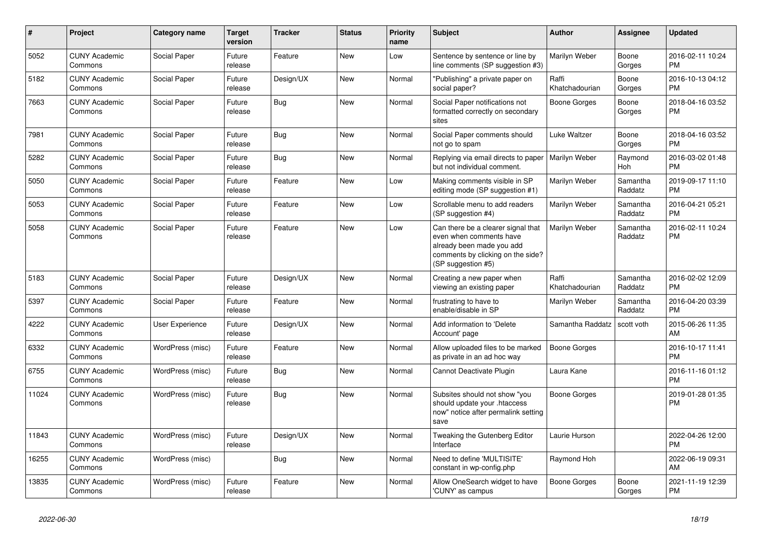| # | Project | Category name | Target version | Tracker | Status | Priority name | Subject | Author | Assignee | Updated |
|---|---|---|---|---|---|---|---|---|---|---|
| 5052 | CUNY Academic Commons | Social Paper | Future release | Feature | New | Low | Sentence by sentence or line by line comments (SP suggestion #3) | Marilyn Weber | Boone Gorges | 2016-02-11 10:24 PM |
| 5182 | CUNY Academic Commons | Social Paper | Future release | Design/UX | New | Normal | "Publishing" a private paper on social paper? | Raffi Khatchadourian | Boone Gorges | 2016-10-13 04:12 PM |
| 7663 | CUNY Academic Commons | Social Paper | Future release | Bug | New | Normal | Social Paper notifications not formatted correctly on secondary sites | Boone Gorges | Boone Gorges | 2018-04-16 03:52 PM |
| 7981 | CUNY Academic Commons | Social Paper | Future release | Bug | New | Normal | Social Paper comments should not go to spam | Luke Waltzer | Boone Gorges | 2018-04-16 03:52 PM |
| 5282 | CUNY Academic Commons | Social Paper | Future release | Bug | New | Normal | Replying via email directs to paper but not individual comment. | Marilyn Weber | Raymond Hoh | 2016-03-02 01:48 PM |
| 5050 | CUNY Academic Commons | Social Paper | Future release | Feature | New | Low | Making comments visible in SP editing mode (SP suggestion #1) | Marilyn Weber | Samantha Raddatz | 2019-09-17 11:10 PM |
| 5053 | CUNY Academic Commons | Social Paper | Future release | Feature | New | Low | Scrollable menu to add readers (SP suggestion #4) | Marilyn Weber | Samantha Raddatz | 2016-04-21 05:21 PM |
| 5058 | CUNY Academic Commons | Social Paper | Future release | Feature | New | Low | Can there be a clearer signal that even when comments have already been made you add comments by clicking on the side? (SP suggestion #5) | Marilyn Weber | Samantha Raddatz | 2016-02-11 10:24 PM |
| 5183 | CUNY Academic Commons | Social Paper | Future release | Design/UX | New | Normal | Creating a new paper when viewing an existing paper | Raffi Khatchadourian | Samantha Raddatz | 2016-02-02 12:09 PM |
| 5397 | CUNY Academic Commons | Social Paper | Future release | Feature | New | Normal | frustrating to have to enable/disable in SP | Marilyn Weber | Samantha Raddatz | 2016-04-20 03:39 PM |
| 4222 | CUNY Academic Commons | User Experience | Future release | Design/UX | New | Normal | Add information to 'Delete Account' page | Samantha Raddatz | scott voth | 2015-06-26 11:35 AM |
| 6332 | CUNY Academic Commons | WordPress (misc) | Future release | Feature | New | Normal | Allow uploaded files to be marked as private in an ad hoc way | Boone Gorges | | 2016-10-17 11:41 PM |
| 6755 | CUNY Academic Commons | WordPress (misc) | Future release | Bug | New | Normal | Cannot Deactivate Plugin | Laura Kane | | 2016-11-16 01:12 PM |
| 11024 | CUNY Academic Commons | WordPress (misc) | Future release | Bug | New | Normal | Subsites should not show "you should update your .htaccess now" notice after permalink setting save | Boone Gorges | | 2019-01-28 01:35 PM |
| 11843 | CUNY Academic Commons | WordPress (misc) | Future release | Design/UX | New | Normal | Tweaking the Gutenberg Editor Interface | Laurie Hurson | | 2022-04-26 12:00 PM |
| 16255 | CUNY Academic Commons | WordPress (misc) | | Bug | New | Normal | Need to define 'MULTISITE' constant in wp-config.php | Raymond Hoh | | 2022-06-19 09:31 AM |
| 13835 | CUNY Academic Commons | WordPress (misc) | Future release | Feature | New | Normal | Allow OneSearch widget to have 'CUNY' as campus | Boone Gorges | Boone Gorges | 2021-11-19 12:39 PM |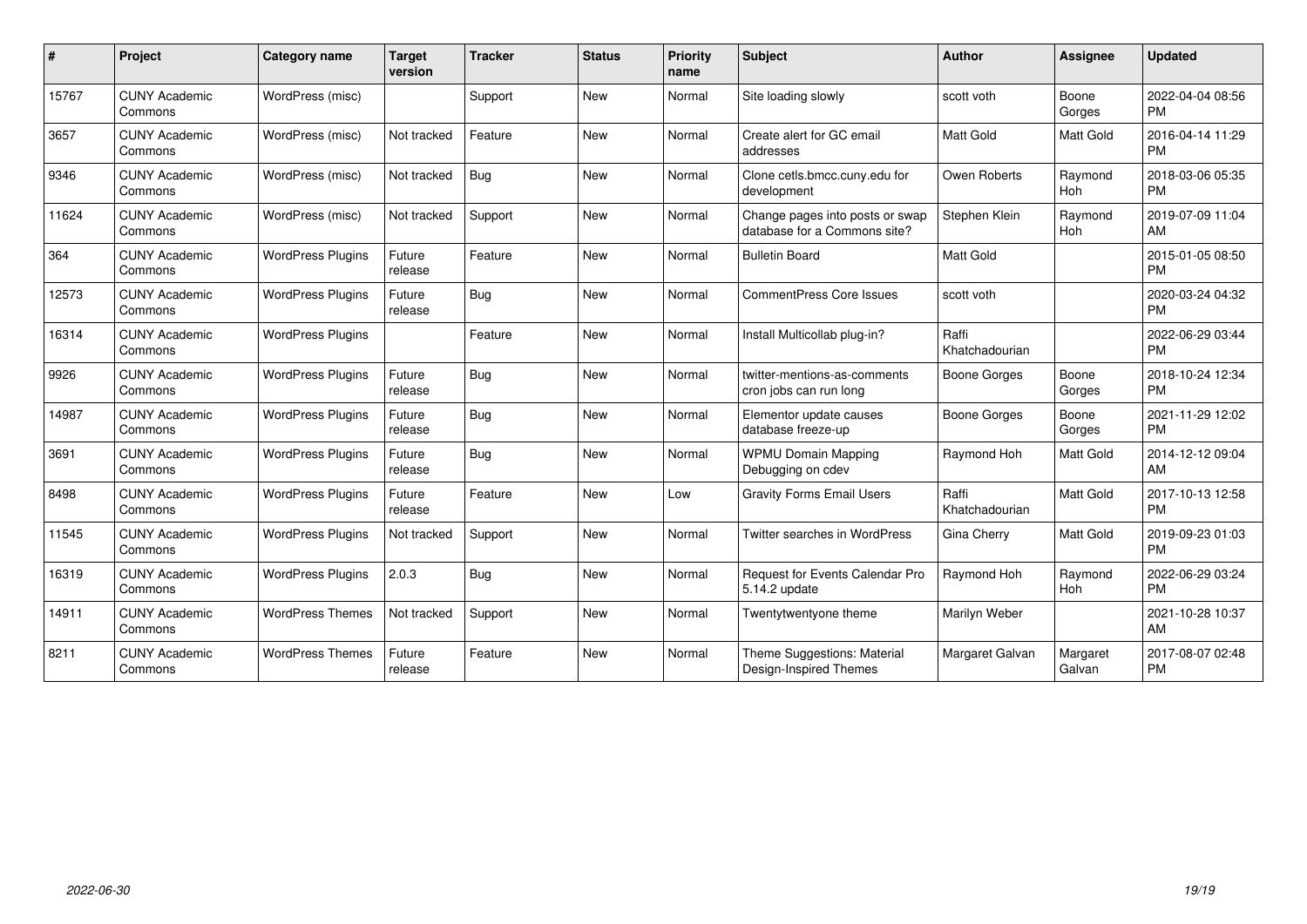| # | Project | Category name | Target version | Tracker | Status | Priority name | Subject | Author | Assignee | Updated |
|---|---|---|---|---|---|---|---|---|---|---|
| 15767 | CUNY Academic Commons | WordPress (misc) | | Support | New | Normal | Site loading slowly | scott voth | Boone Gorges | 2022-04-04 08:56 PM |
| 3657 | CUNY Academic Commons | WordPress (misc) | Not tracked | Feature | New | Normal | Create alert for GC email addresses | Matt Gold | Matt Gold | 2016-04-14 11:29 PM |
| 9346 | CUNY Academic Commons | WordPress (misc) | Not tracked | Bug | New | Normal | Clone cetls.bmcc.cuny.edu for development | Owen Roberts | Raymond Hoh | 2018-03-06 05:35 PM |
| 11624 | CUNY Academic Commons | WordPress (misc) | Not tracked | Support | New | Normal | Change pages into posts or swap database for a Commons site? | Stephen Klein | Raymond Hoh | 2019-07-09 11:04 AM |
| 364 | CUNY Academic Commons | WordPress Plugins | Future release | Feature | New | Normal | Bulletin Board | Matt Gold | | 2015-01-05 08:50 PM |
| 12573 | CUNY Academic Commons | WordPress Plugins | Future release | Bug | New | Normal | CommentPress Core Issues | scott voth | | 2020-03-24 04:32 PM |
| 16314 | CUNY Academic Commons | WordPress Plugins | | Feature | New | Normal | Install Multicollab plug-in? | Raffi Khatchadourian | | 2022-06-29 03:44 PM |
| 9926 | CUNY Academic Commons | WordPress Plugins | Future release | Bug | New | Normal | twitter-mentions-as-comments cron jobs can run long | Boone Gorges | Boone Gorges | 2018-10-24 12:34 PM |
| 14987 | CUNY Academic Commons | WordPress Plugins | Future release | Bug | New | Normal | Elementor update causes database freeze-up | Boone Gorges | Boone Gorges | 2021-11-29 12:02 PM |
| 3691 | CUNY Academic Commons | WordPress Plugins | Future release | Bug | New | Normal | WPMU Domain Mapping Debugging on cdev | Raymond Hoh | Matt Gold | 2014-12-12 09:04 AM |
| 8498 | CUNY Academic Commons | WordPress Plugins | Future release | Feature | New | Low | Gravity Forms Email Users | Raffi Khatchadourian | Matt Gold | 2017-10-13 12:58 PM |
| 11545 | CUNY Academic Commons | WordPress Plugins | Not tracked | Support | New | Normal | Twitter searches in WordPress | Gina Cherry | Matt Gold | 2019-09-23 01:03 PM |
| 16319 | CUNY Academic Commons | WordPress Plugins | 2.0.3 | Bug | New | Normal | Request for Events Calendar Pro 5.14.2 update | Raymond Hoh | Raymond Hoh | 2022-06-29 03:24 PM |
| 14911 | CUNY Academic Commons | WordPress Themes | Not tracked | Support | New | Normal | Twentytwentyone theme | Marilyn Weber | | 2021-10-28 10:37 AM |
| 8211 | CUNY Academic Commons | WordPress Themes | Future release | Feature | New | Normal | Theme Suggestions: Material Design-Inspired Themes | Margaret Galvan | Margaret Galvan | 2017-08-07 02:48 PM |